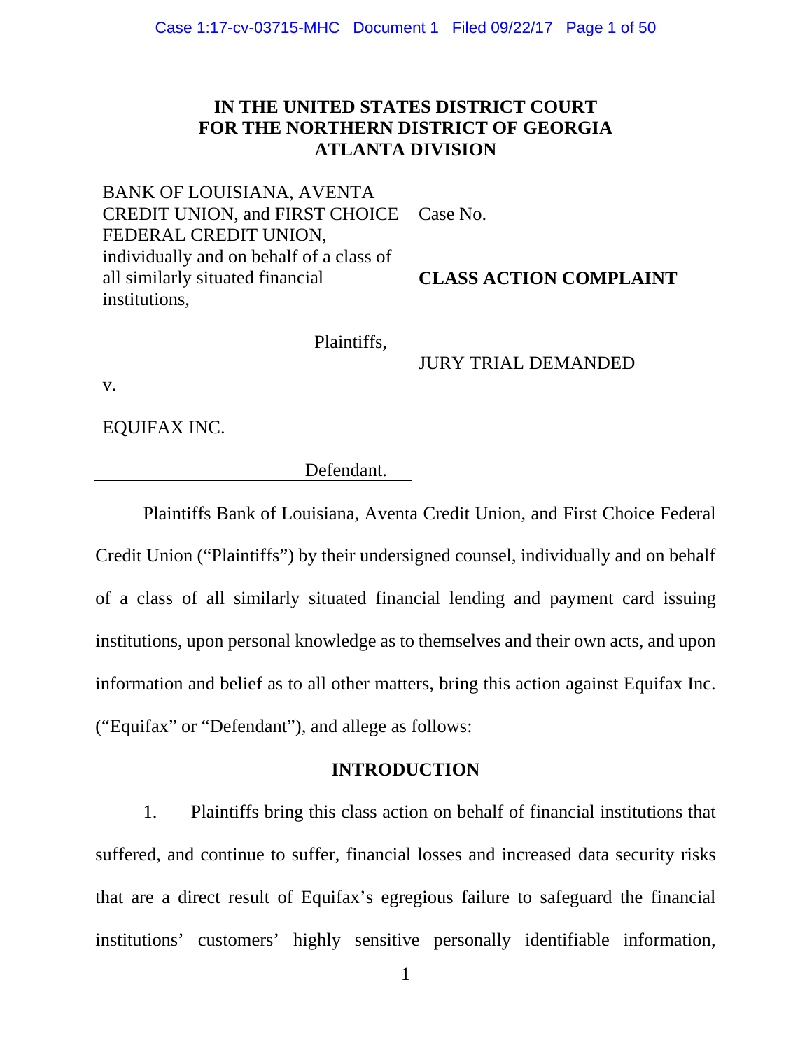**IN THE UNITED STATES DISTRICT COURT**
**FOR THE NORTHERN DISTRICT OF GEORGIA**
**ATLANTA DIVISION**

| | |
|---|---|
| BANK OF LOUISIANA, AVENTA CREDIT UNION, and FIRST CHOICE FEDERAL CREDIT UNION, individually and on behalf of a class of all similarly situated financial institutions, | Case No. |
| Plaintiffs, | **CLASS ACTION COMPLAINT** |
| v. | JURY TRIAL DEMANDED |
| EQUIFAX INC. | |
| Defendant. | |

Plaintiffs Bank of Louisiana, Aventa Credit Union, and First Choice Federal Credit Union ("Plaintiffs") by their undersigned counsel, individually and on behalf of a class of all similarly situated financial lending and payment card issuing institutions, upon personal knowledge as to themselves and their own acts, and upon information and belief as to all other matters, bring this action against Equifax Inc. ("Equifax" or "Defendant"), and allege as follows:

## INTRODUCTION

1. Plaintiffs bring this class action on behalf of financial institutions that suffered, and continue to suffer, financial losses and increased data security risks that are a direct result of Equifax's egregious failure to safeguard the financial institutions' customers' highly sensitive personally identifiable information,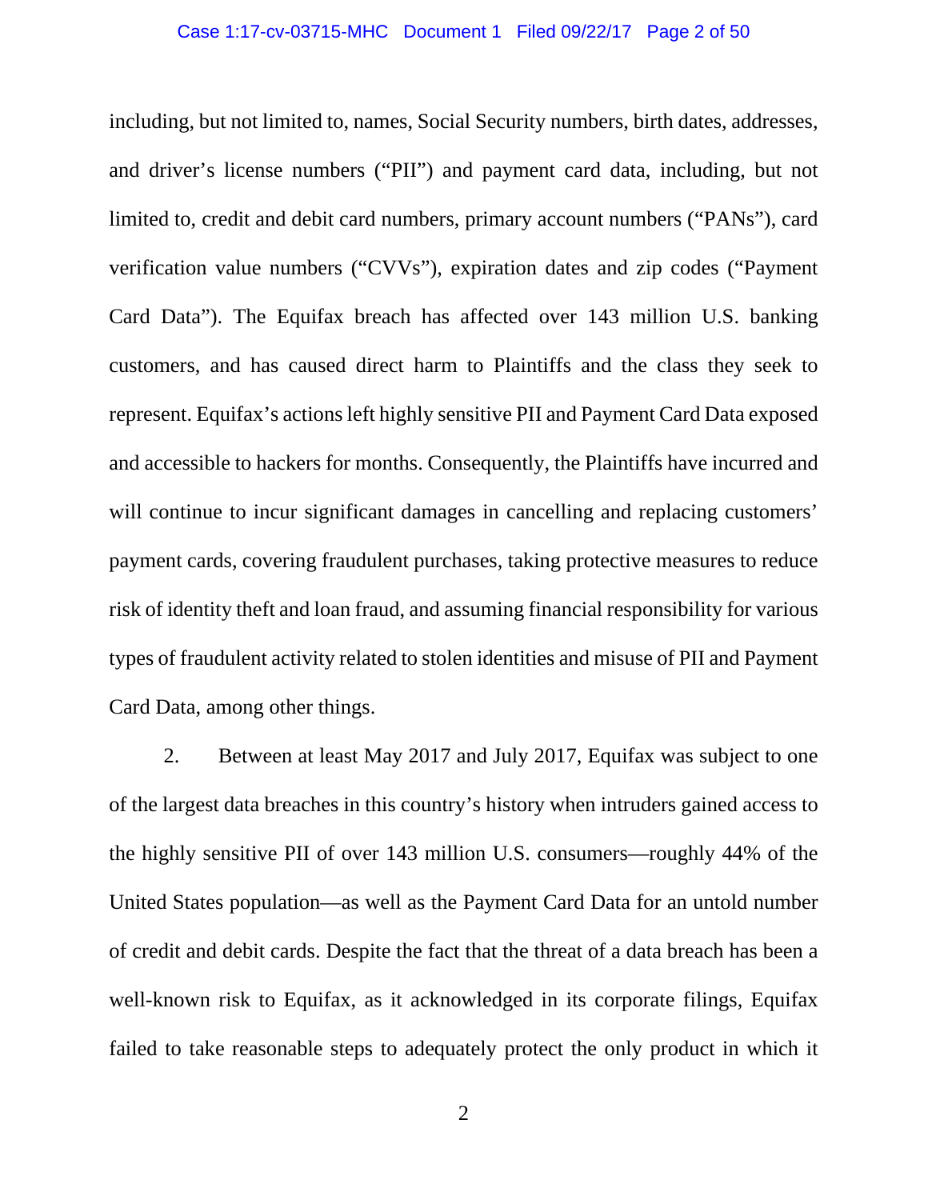including, but not limited to, names, Social Security numbers, birth dates, addresses, and driver's license numbers ("PII") and payment card data, including, but not limited to, credit and debit card numbers, primary account numbers ("PANs"), card verification value numbers ("CVVs"), expiration dates and zip codes ("Payment Card Data"). The Equifax breach has affected over 143 million U.S. banking customers, and has caused direct harm to Plaintiffs and the class they seek to represent. Equifax's actions left highly sensitive PII and Payment Card Data exposed and accessible to hackers for months. Consequently, the Plaintiffs have incurred and will continue to incur significant damages in cancelling and replacing customers' payment cards, covering fraudulent purchases, taking protective measures to reduce risk of identity theft and loan fraud, and assuming financial responsibility for various types of fraudulent activity related to stolen identities and misuse of PII and Payment Card Data, among other things.

2. Between at least May 2017 and July 2017, Equifax was subject to one of the largest data breaches in this country's history when intruders gained access to the highly sensitive PII of over 143 million U.S. consumers—roughly 44% of the United States population—as well as the Payment Card Data for an untold number of credit and debit cards. Despite the fact that the threat of a data breach has been a well-known risk to Equifax, as it acknowledged in its corporate filings, Equifax failed to take reasonable steps to adequately protect the only product in which it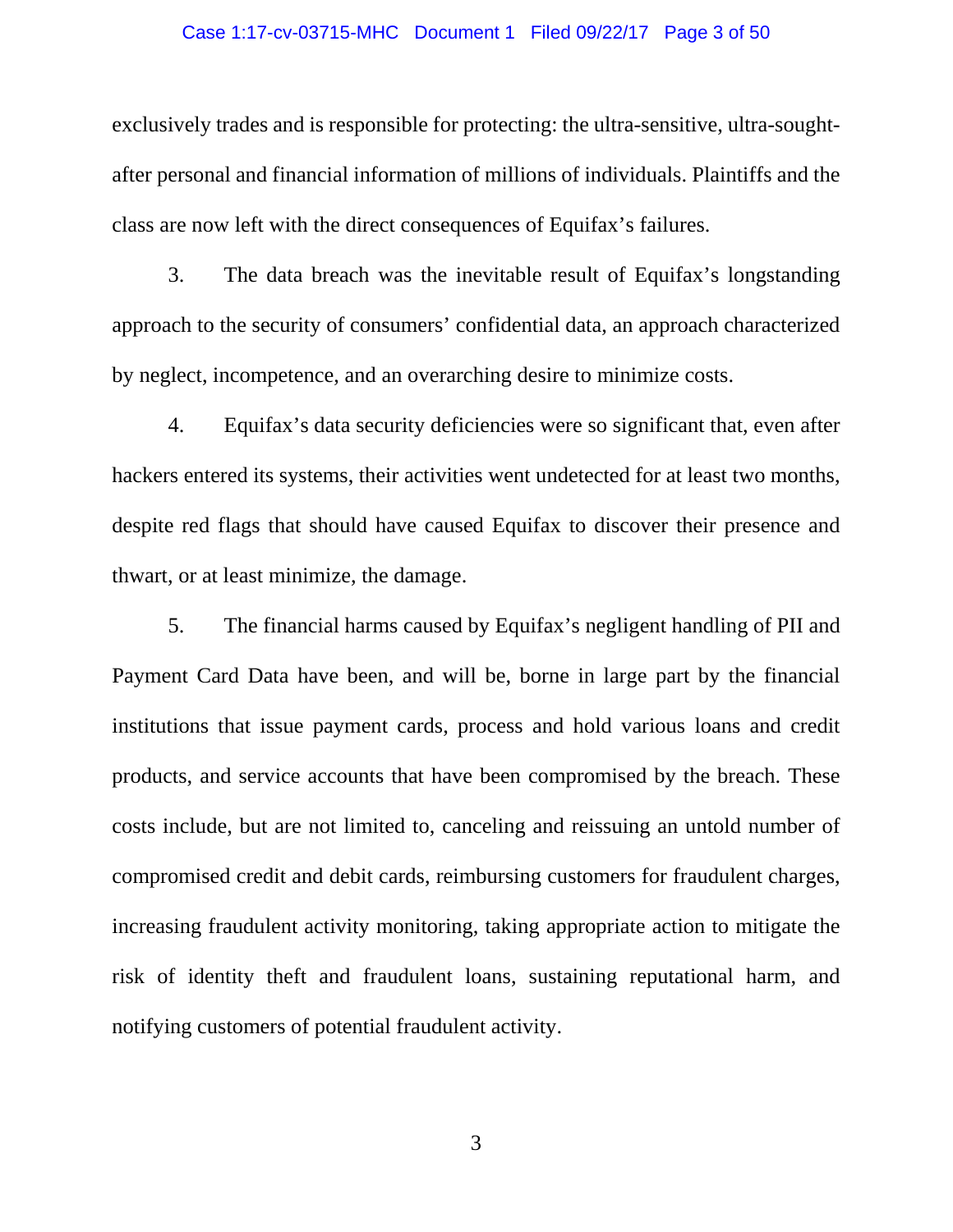exclusively trades and is responsible for protecting: the ultra-sensitive, ultra-sought-after personal and financial information of millions of individuals. Plaintiffs and the class are now left with the direct consequences of Equifax's failures.

3. The data breach was the inevitable result of Equifax's longstanding approach to the security of consumers' confidential data, an approach characterized by neglect, incompetence, and an overarching desire to minimize costs.

4. Equifax's data security deficiencies were so significant that, even after hackers entered its systems, their activities went undetected for at least two months, despite red flags that should have caused Equifax to discover their presence and thwart, or at least minimize, the damage.

5. The financial harms caused by Equifax's negligent handling of PII and Payment Card Data have been, and will be, borne in large part by the financial institutions that issue payment cards, process and hold various loans and credit products, and service accounts that have been compromised by the breach. These costs include, but are not limited to, canceling and reissuing an untold number of compromised credit and debit cards, reimbursing customers for fraudulent charges, increasing fraudulent activity monitoring, taking appropriate action to mitigate the risk of identity theft and fraudulent loans, sustaining reputational harm, and notifying customers of potential fraudulent activity.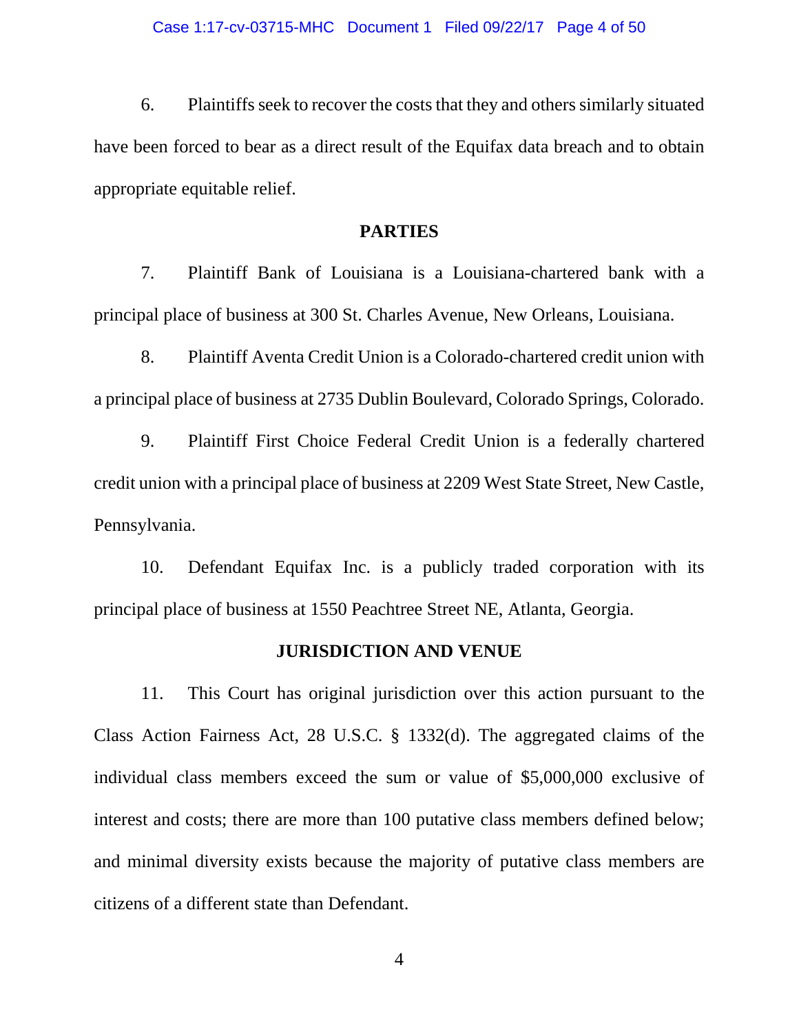6. Plaintiffs seek to recover the costs that they and others similarly situated have been forced to bear as a direct result of the Equifax data breach and to obtain appropriate equitable relief.

## PARTIES

7. Plaintiff Bank of Louisiana is a Louisiana-chartered bank with a principal place of business at 300 St. Charles Avenue, New Orleans, Louisiana.

8. Plaintiff Aventa Credit Union is a Colorado-chartered credit union with a principal place of business at 2735 Dublin Boulevard, Colorado Springs, Colorado.

9. Plaintiff First Choice Federal Credit Union is a federally chartered credit union with a principal place of business at 2209 West State Street, New Castle, Pennsylvania.

10. Defendant Equifax Inc. is a publicly traded corporation with its principal place of business at 1550 Peachtree Street NE, Atlanta, Georgia.

## JURISDICTION AND VENUE

11. This Court has original jurisdiction over this action pursuant to the Class Action Fairness Act, 28 U.S.C. § 1332(d). The aggregated claims of the individual class members exceed the sum or value of $5,000,000 exclusive of interest and costs; there are more than 100 putative class members defined below; and minimal diversity exists because the majority of putative class members are citizens of a different state than Defendant.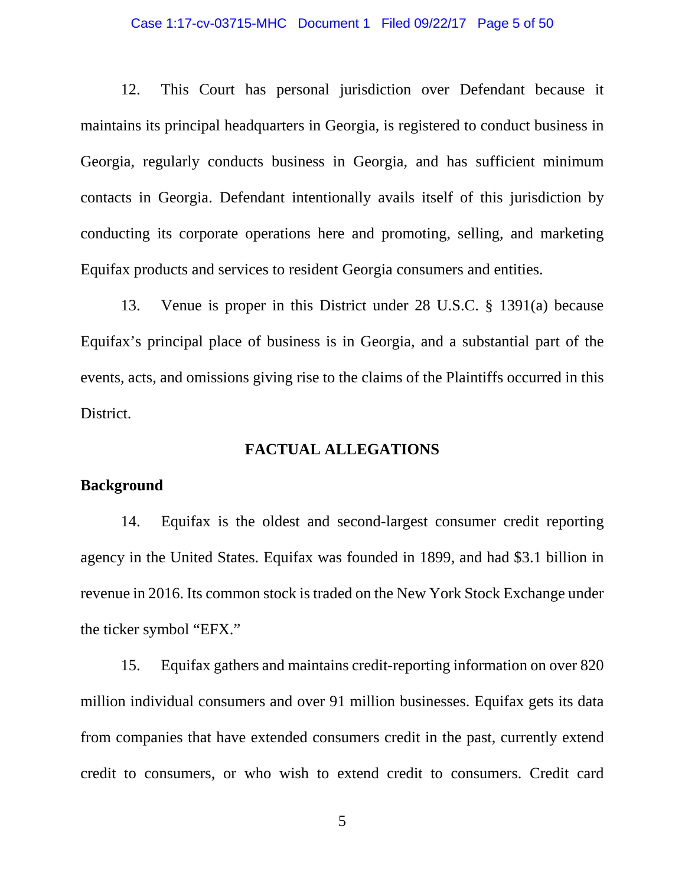12. This Court has personal jurisdiction over Defendant because it maintains its principal headquarters in Georgia, is registered to conduct business in Georgia, regularly conducts business in Georgia, and has sufficient minimum contacts in Georgia. Defendant intentionally avails itself of this jurisdiction by conducting its corporate operations here and promoting, selling, and marketing Equifax products and services to resident Georgia consumers and entities.

13. Venue is proper in this District under 28 U.S.C. § 1391(a) because Equifax's principal place of business is in Georgia, and a substantial part of the events, acts, and omissions giving rise to the claims of the Plaintiffs occurred in this District.

## FACTUAL ALLEGATIONS

### Background

14. Equifax is the oldest and second-largest consumer credit reporting agency in the United States. Equifax was founded in 1899, and had $3.1 billion in revenue in 2016. Its common stock is traded on the New York Stock Exchange under the ticker symbol "EFX."

15. Equifax gathers and maintains credit-reporting information on over 820 million individual consumers and over 91 million businesses. Equifax gets its data from companies that have extended consumers credit in the past, currently extend credit to consumers, or who wish to extend credit to consumers. Credit card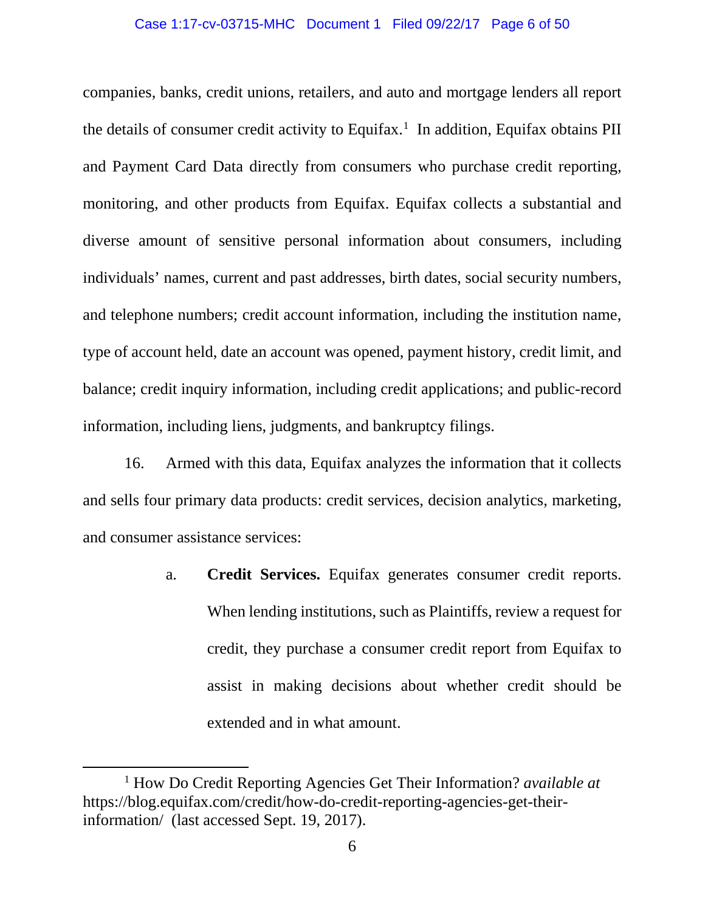companies, banks, credit unions, retailers, and auto and mortgage lenders all report the details of consumer credit activity to Equifax.[1] In addition, Equifax obtains PII and Payment Card Data directly from consumers who purchase credit reporting, monitoring, and other products from Equifax. Equifax collects a substantial and diverse amount of sensitive personal information about consumers, including individuals' names, current and past addresses, birth dates, social security numbers, and telephone numbers; credit account information, including the institution name, type of account held, date an account was opened, payment history, credit limit, and balance; credit inquiry information, including credit applications; and public-record information, including liens, judgments, and bankruptcy filings.

16. Armed with this data, Equifax analyzes the information that it collects and sells four primary data products: credit services, decision analytics, marketing, and consumer assistance services:

a. **Credit Services.** Equifax generates consumer credit reports. When lending institutions, such as Plaintiffs, review a request for credit, they purchase a consumer credit report from Equifax to assist in making decisions about whether credit should be extended and in what amount.

---

[1] How Do Credit Reporting Agencies Get Their Information? *available at* https://blog.equifax.com/credit/how-do-credit-reporting-agencies-get-their-information/ (last accessed Sept. 19, 2017).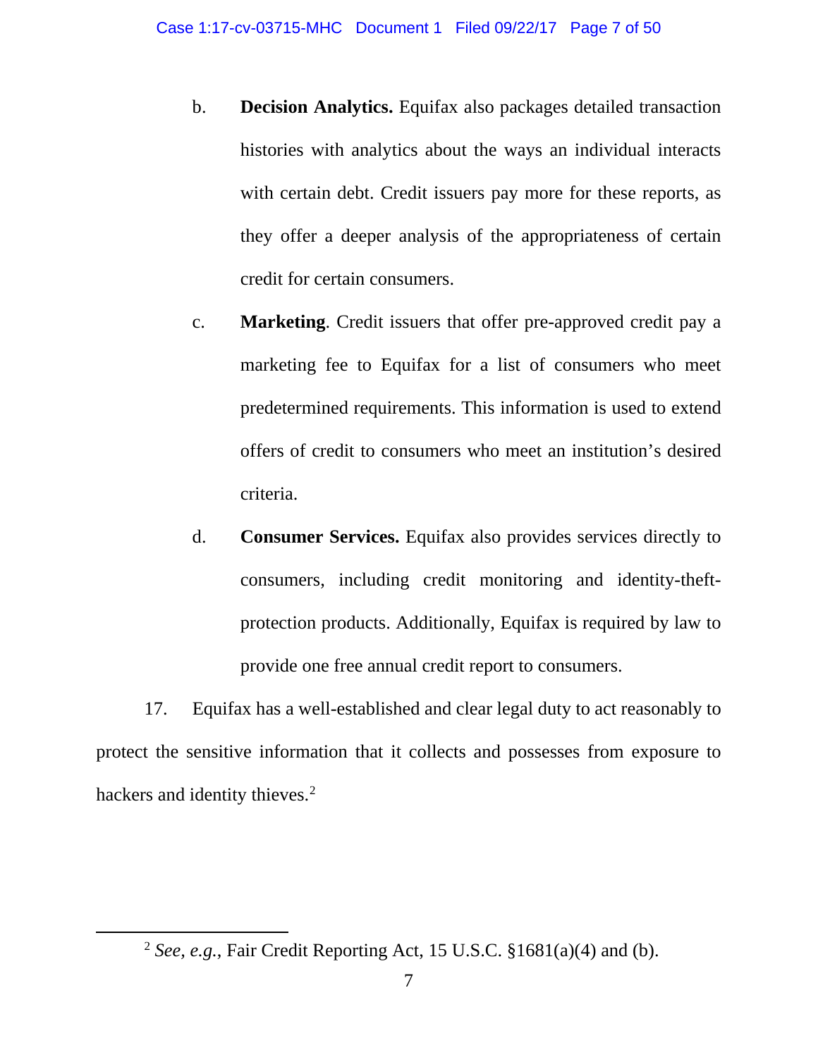b. **Decision Analytics.** Equifax also packages detailed transaction histories with analytics about the ways an individual interacts with certain debt. Credit issuers pay more for these reports, as they offer a deeper analysis of the appropriateness of certain credit for certain consumers.

c. **Marketing**. Credit issuers that offer pre-approved credit pay a marketing fee to Equifax for a list of consumers who meet predetermined requirements. This information is used to extend offers of credit to consumers who meet an institution's desired criteria.

d. **Consumer Services.** Equifax also provides services directly to consumers, including credit monitoring and identity-theft-protection products. Additionally, Equifax is required by law to provide one free annual credit report to consumers.

17. Equifax has a well-established and clear legal duty to act reasonably to protect the sensitive information that it collects and possesses from exposure to hackers and identity thieves.[2]

---

[2] *See, e.g.*, Fair Credit Reporting Act, 15 U.S.C. §1681(a)(4) and (b).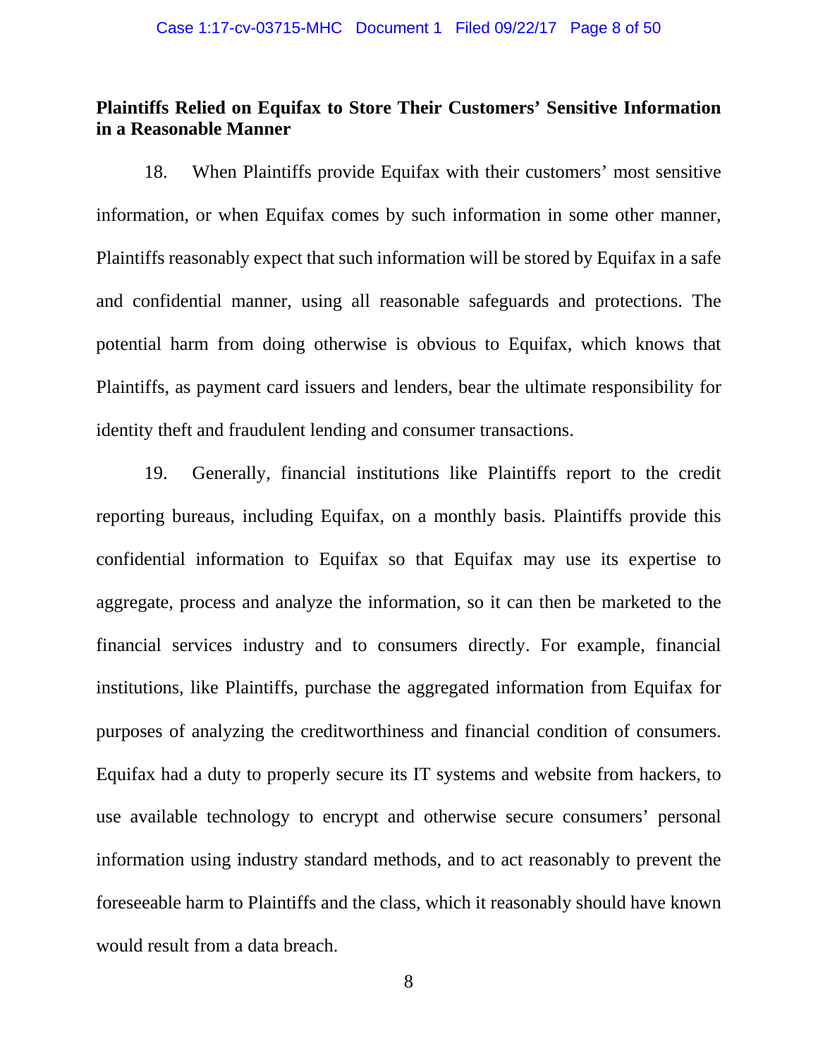**Plaintiffs Relied on Equifax to Store Their Customers' Sensitive Information in a Reasonable Manner**

18. When Plaintiffs provide Equifax with their customers' most sensitive information, or when Equifax comes by such information in some other manner, Plaintiffs reasonably expect that such information will be stored by Equifax in a safe and confidential manner, using all reasonable safeguards and protections. The potential harm from doing otherwise is obvious to Equifax, which knows that Plaintiffs, as payment card issuers and lenders, bear the ultimate responsibility for identity theft and fraudulent lending and consumer transactions.

19. Generally, financial institutions like Plaintiffs report to the credit reporting bureaus, including Equifax, on a monthly basis. Plaintiffs provide this confidential information to Equifax so that Equifax may use its expertise to aggregate, process and analyze the information, so it can then be marketed to the financial services industry and to consumers directly. For example, financial institutions, like Plaintiffs, purchase the aggregated information from Equifax for purposes of analyzing the creditworthiness and financial condition of consumers. Equifax had a duty to properly secure its IT systems and website from hackers, to use available technology to encrypt and otherwise secure consumers' personal information using industry standard methods, and to act reasonably to prevent the foreseeable harm to Plaintiffs and the class, which it reasonably should have known would result from a data breach.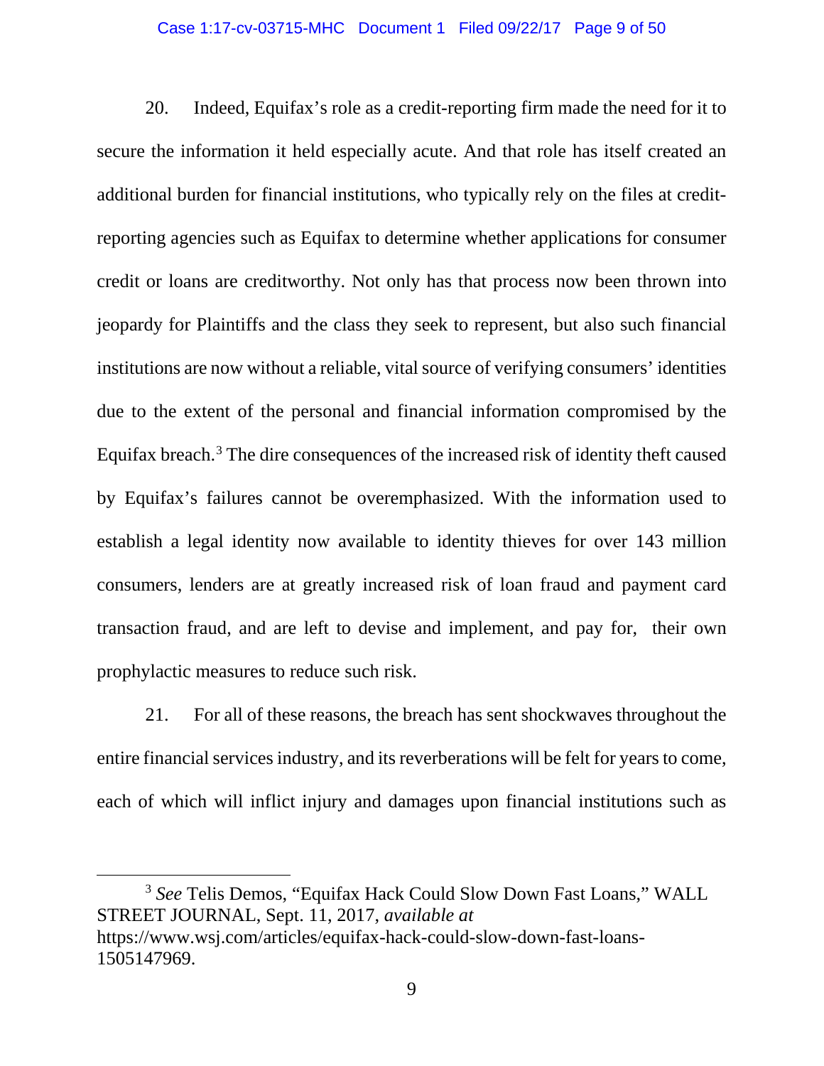20. Indeed, Equifax's role as a credit-reporting firm made the need for it to secure the information it held especially acute. And that role has itself created an additional burden for financial institutions, who typically rely on the files at credit-reporting agencies such as Equifax to determine whether applications for consumer credit or loans are creditworthy. Not only has that process now been thrown into jeopardy for Plaintiffs and the class they seek to represent, but also such financial institutions are now without a reliable, vital source of verifying consumers' identities due to the extent of the personal and financial information compromised by the Equifax breach.[3] The dire consequences of the increased risk of identity theft caused by Equifax's failures cannot be overemphasized. With the information used to establish a legal identity now available to identity thieves for over 143 million consumers, lenders are at greatly increased risk of loan fraud and payment card transaction fraud, and are left to devise and implement, and pay for, their own prophylactic measures to reduce such risk.

21. For all of these reasons, the breach has sent shockwaves throughout the entire financial services industry, and its reverberations will be felt for years to come, each of which will inflict injury and damages upon financial institutions such as

---

[3] *See* Telis Demos, "Equifax Hack Could Slow Down Fast Loans," WALL STREET JOURNAL, Sept. 11, 2017, *available at* https://www.wsj.com/articles/equifax-hack-could-slow-down-fast-loans-1505147969.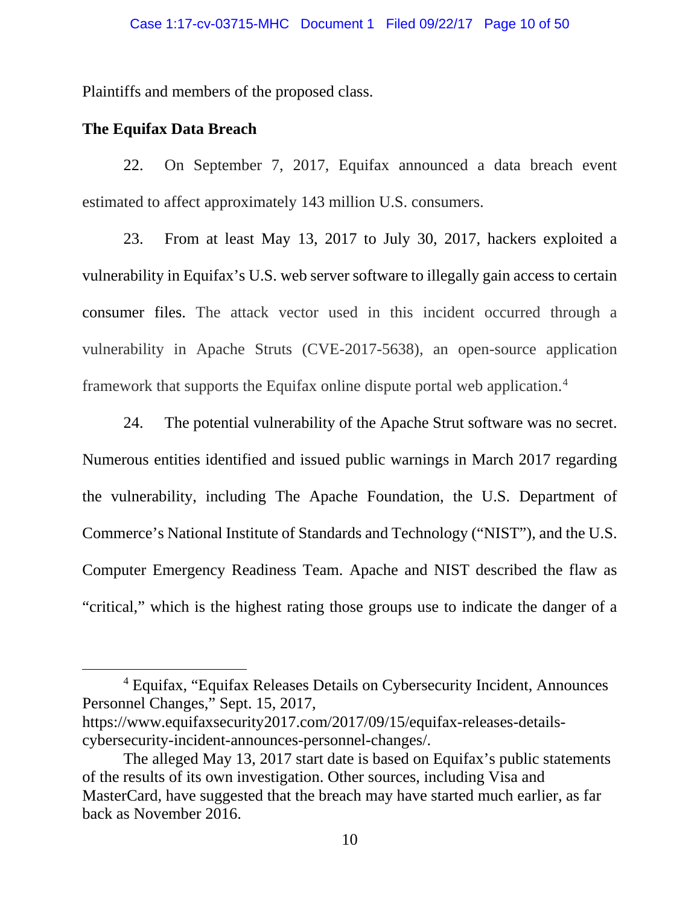Plaintiffs and members of the proposed class.

**The Equifax Data Breach**

22. On September 7, 2017, Equifax announced a data breach event estimated to affect approximately 143 million U.S. consumers.

23. From at least May 13, 2017 to July 30, 2017, hackers exploited a vulnerability in Equifax's U.S. web server software to illegally gain access to certain consumer files. The attack vector used in this incident occurred through a vulnerability in Apache Struts (CVE-2017-5638), an open-source application framework that supports the Equifax online dispute portal web application.[4]

24. The potential vulnerability of the Apache Strut software was no secret. Numerous entities identified and issued public warnings in March 2017 regarding the vulnerability, including The Apache Foundation, the U.S. Department of Commerce's National Institute of Standards and Technology ("NIST"), and the U.S. Computer Emergency Readiness Team. Apache and NIST described the flaw as "critical," which is the highest rating those groups use to indicate the danger of a

---

[4] Equifax, "Equifax Releases Details on Cybersecurity Incident, Announces Personnel Changes," Sept. 15, 2017, https://www.equifaxsecurity2017.com/2017/09/15/equifax-releases-details-cybersecurity-incident-announces-personnel-changes/.

The alleged May 13, 2017 start date is based on Equifax's public statements of the results of its own investigation. Other sources, including Visa and MasterCard, have suggested that the breach may have started much earlier, as far back as November 2016.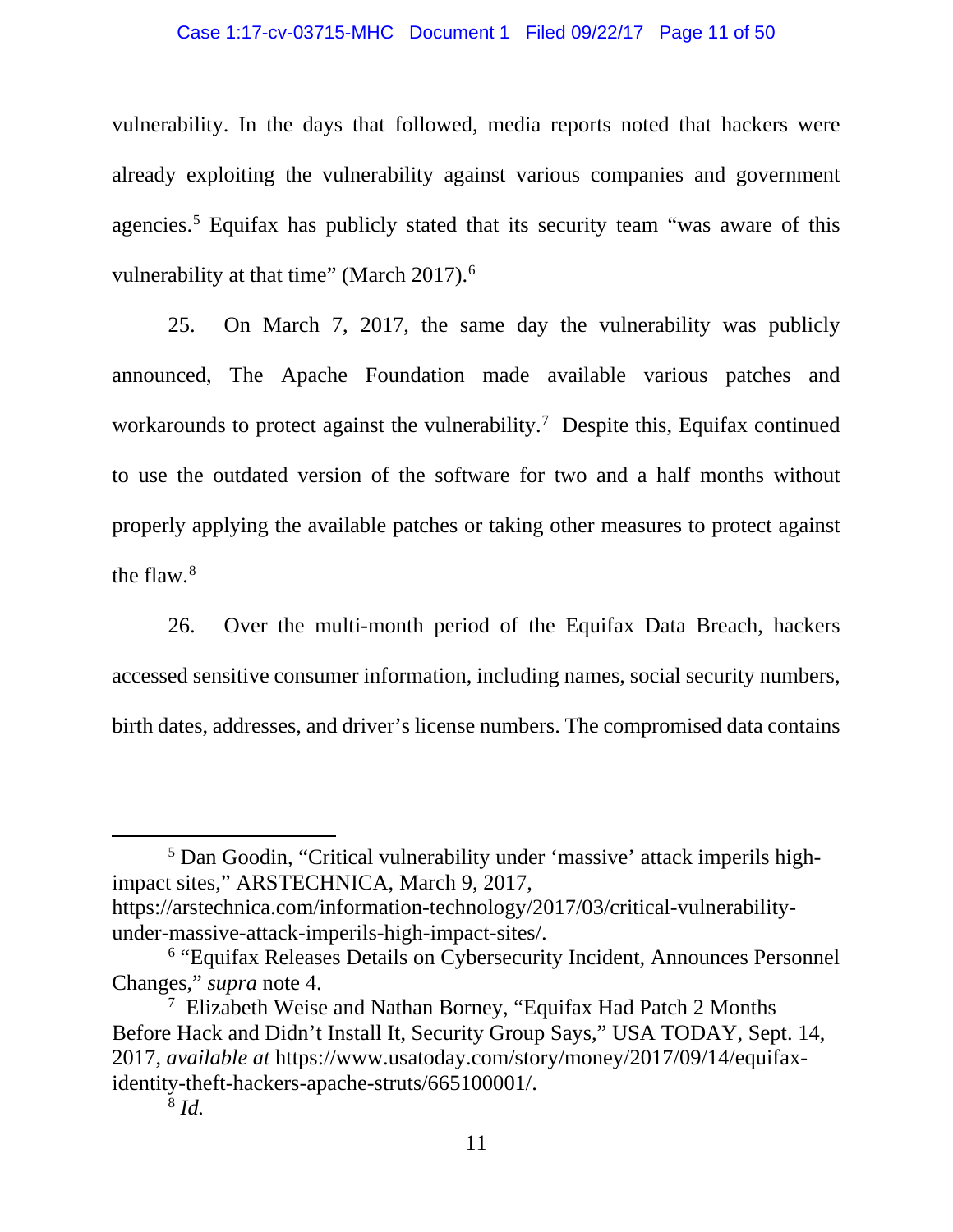vulnerability. In the days that followed, media reports noted that hackers were already exploiting the vulnerability against various companies and government agencies.[5] Equifax has publicly stated that its security team "was aware of this vulnerability at that time" (March 2017).[6]

25. On March 7, 2017, the same day the vulnerability was publicly announced, The Apache Foundation made available various patches and workarounds to protect against the vulnerability.[7] Despite this, Equifax continued to use the outdated version of the software for two and a half months without properly applying the available patches or taking other measures to protect against the flaw.[8]

26. Over the multi-month period of the Equifax Data Breach, hackers accessed sensitive consumer information, including names, social security numbers, birth dates, addresses, and driver's license numbers. The compromised data contains

---

[5] Dan Goodin, "Critical vulnerability under 'massive' attack imperils high-impact sites," ARSTECHNICA, March 9, 2017, https://arstechnica.com/information-technology/2017/03/critical-vulnerability-under-massive-attack-imperils-high-impact-sites/.

[6] "Equifax Releases Details on Cybersecurity Incident, Announces Personnel Changes," *supra* note 4.

[7] Elizabeth Weise and Nathan Borney, "Equifax Had Patch 2 Months Before Hack and Didn't Install It, Security Group Says," USA TODAY, Sept. 14, 2017, *available at* https://www.usatoday.com/story/money/2017/09/14/equifax-identity-theft-hackers-apache-struts/665100001/.

[8] *Id.*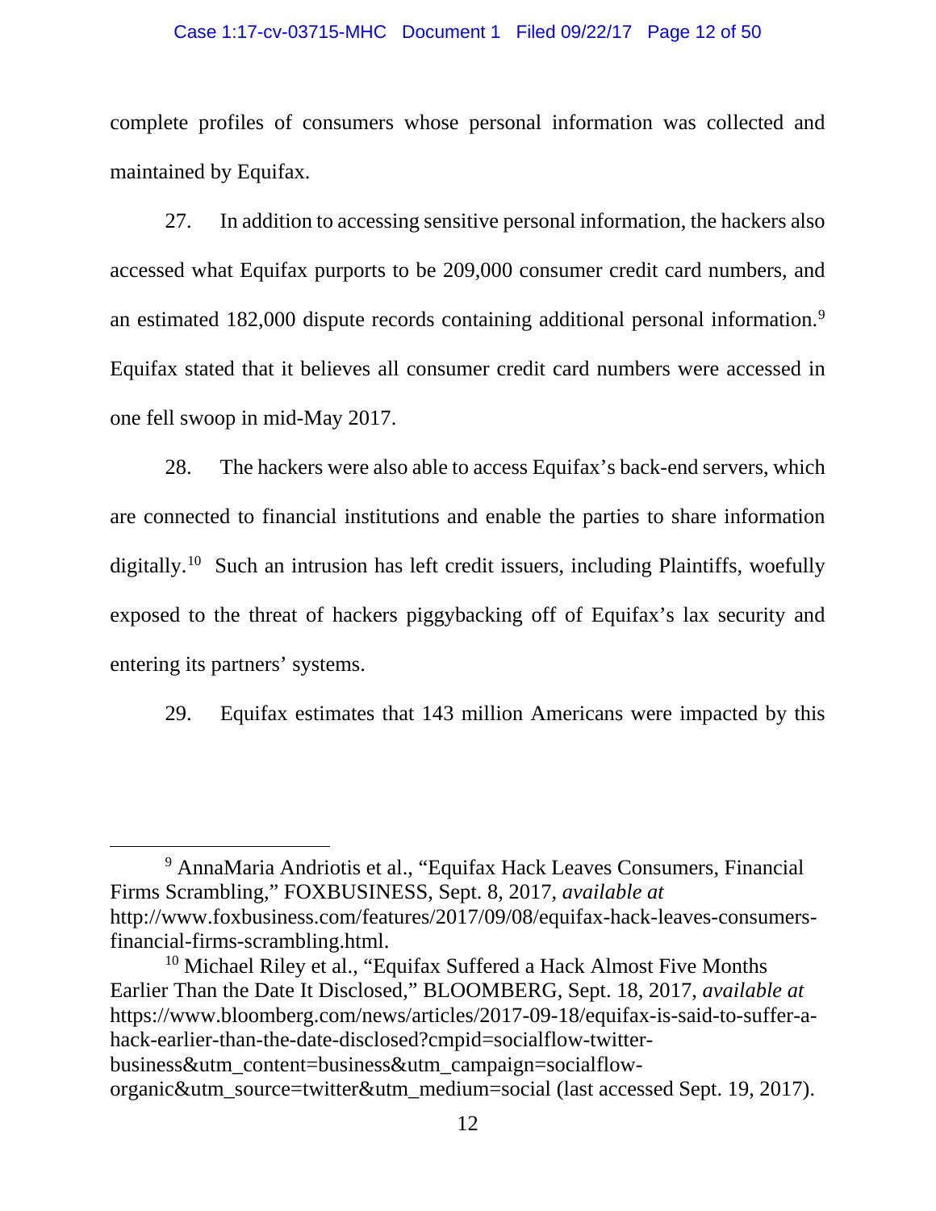complete profiles of consumers whose personal information was collected and maintained by Equifax.

27. In addition to accessing sensitive personal information, the hackers also accessed what Equifax purports to be 209,000 consumer credit card numbers, and an estimated 182,000 dispute records containing additional personal information.[9] Equifax stated that it believes all consumer credit card numbers were accessed in one fell swoop in mid-May 2017.

28. The hackers were also able to access Equifax's back-end servers, which are connected to financial institutions and enable the parties to share information digitally.[10] Such an intrusion has left credit issuers, including Plaintiffs, woefully exposed to the threat of hackers piggybacking off of Equifax's lax security and entering its partners' systems.

29. Equifax estimates that 143 million Americans were impacted by this

---

[9] AnnaMaria Andriotis et al., "Equifax Hack Leaves Consumers, Financial Firms Scrambling," FOXBUSINESS, Sept. 8, 2017, *available at* http://www.foxbusiness.com/features/2017/09/08/equifax-hack-leaves-consumers-financial-firms-scrambling.html.

[10] Michael Riley et al., "Equifax Suffered a Hack Almost Five Months Earlier Than the Date It Disclosed," BLOOMBERG, Sept. 18, 2017, *available at* https://www.bloomberg.com/news/articles/2017-09-18/equifax-is-said-to-suffer-a-hack-earlier-than-the-date-disclosed?cmpid=socialflow-twitter-business&utm_content=business&utm_campaign=socialflow-organic&utm_source=twitter&utm_medium=social (last accessed Sept. 19, 2017).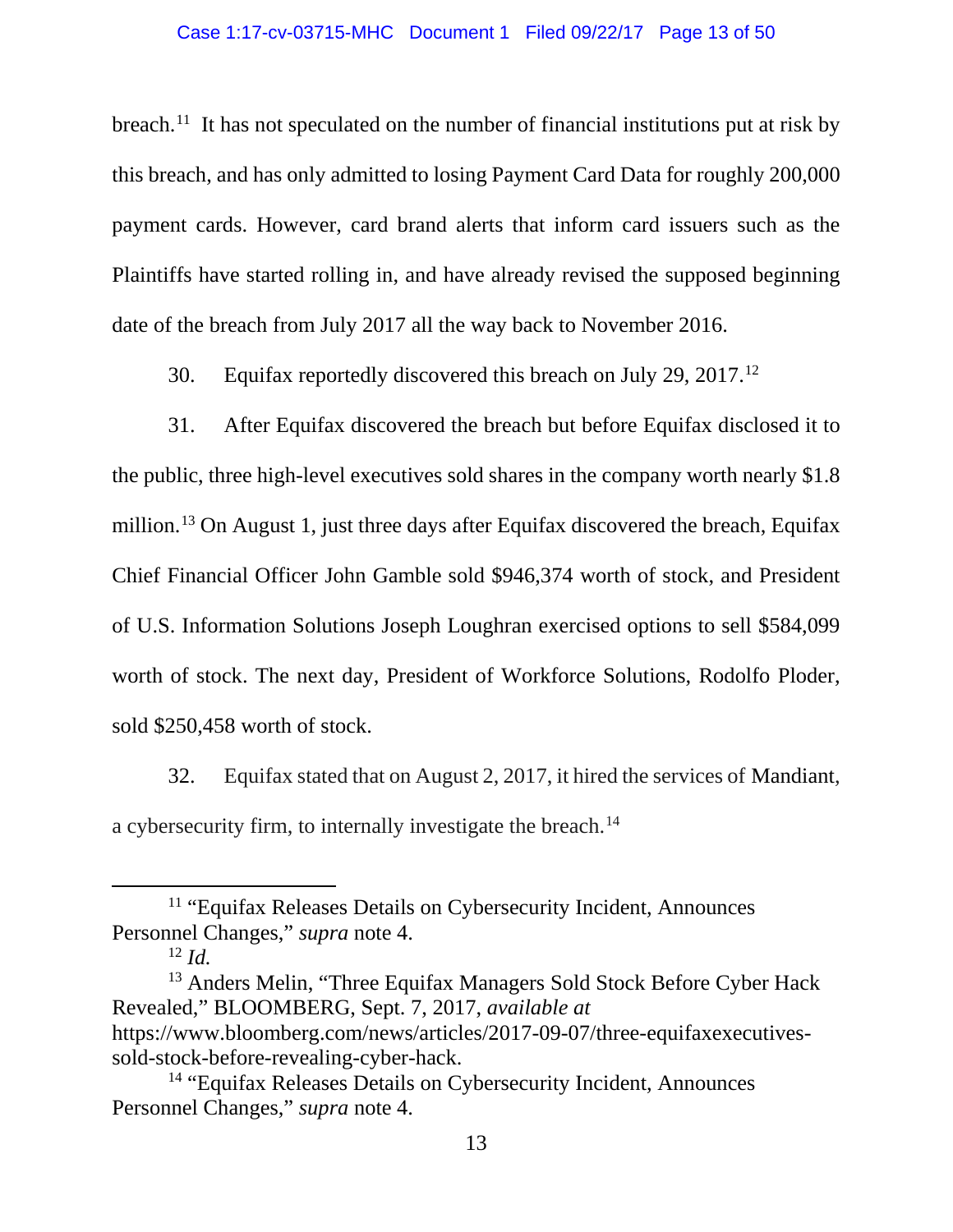breach.[11] It has not speculated on the number of financial institutions put at risk by this breach, and has only admitted to losing Payment Card Data for roughly 200,000 payment cards. However, card brand alerts that inform card issuers such as the Plaintiffs have started rolling in, and have already revised the supposed beginning date of the breach from July 2017 all the way back to November 2016.

30. Equifax reportedly discovered this breach on July 29, 2017.[12]

31. After Equifax discovered the breach but before Equifax disclosed it to the public, three high-level executives sold shares in the company worth nearly $1.8 million.[13] On August 1, just three days after Equifax discovered the breach, Equifax Chief Financial Officer John Gamble sold $946,374 worth of stock, and President of U.S. Information Solutions Joseph Loughran exercised options to sell $584,099 worth of stock. The next day, President of Workforce Solutions, Rodolfo Ploder, sold $250,458 worth of stock.

32. Equifax stated that on August 2, 2017, it hired the services of Mandiant, a cybersecurity firm, to internally investigate the breach.[14]

---

[11] "Equifax Releases Details on Cybersecurity Incident, Announces Personnel Changes," *supra* note 4.

[12] *Id.*

[13] Anders Melin, "Three Equifax Managers Sold Stock Before Cyber Hack Revealed," BLOOMBERG, Sept. 7, 2017, *available at* https://www.bloomberg.com/news/articles/2017-09-07/three-equifaxexecutives-sold-stock-before-revealing-cyber-hack.

[14] "Equifax Releases Details on Cybersecurity Incident, Announces Personnel Changes," *supra* note 4.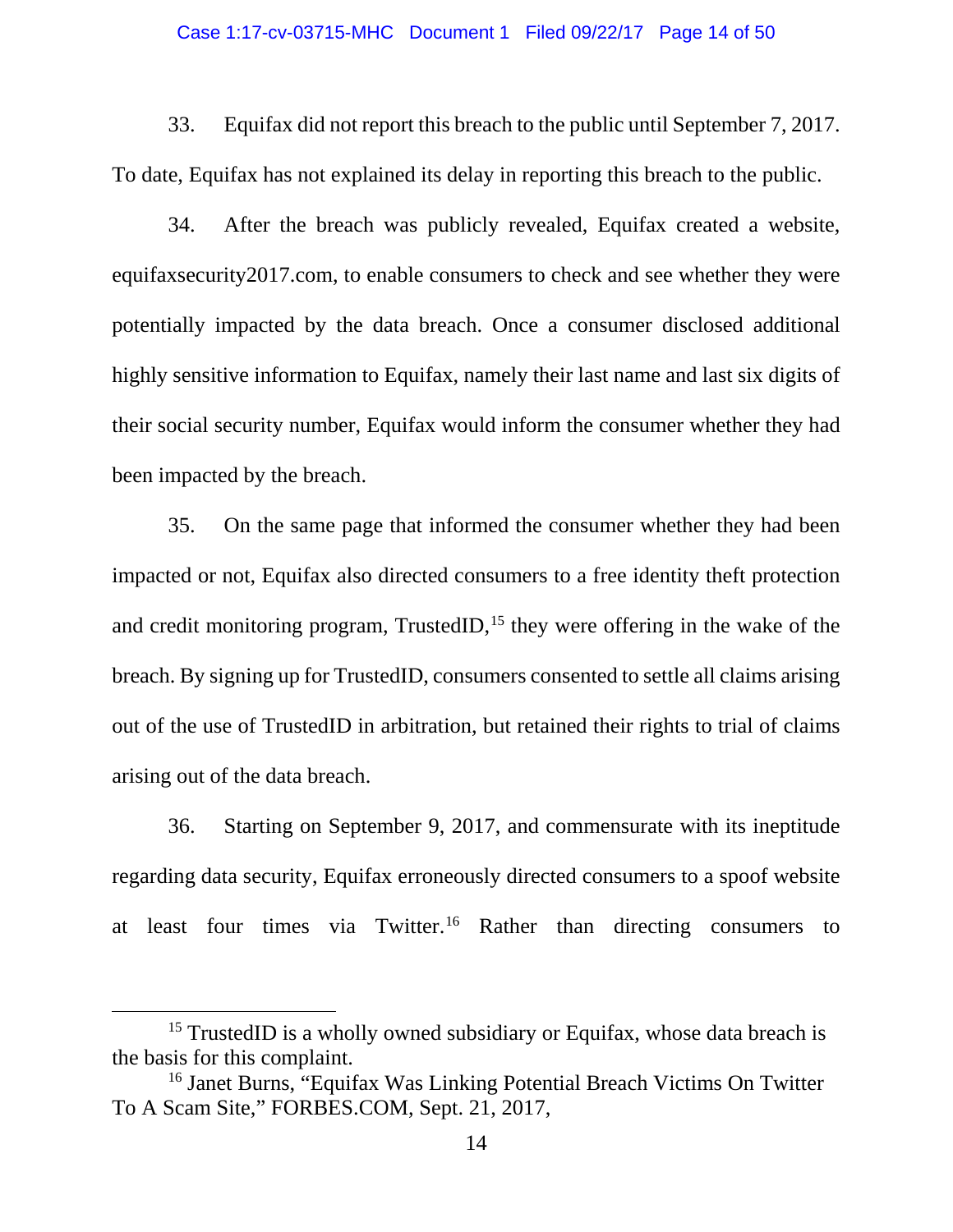33. Equifax did not report this breach to the public until September 7, 2017. To date, Equifax has not explained its delay in reporting this breach to the public.

34. After the breach was publicly revealed, Equifax created a website, equifaxsecurity2017.com, to enable consumers to check and see whether they were potentially impacted by the data breach. Once a consumer disclosed additional highly sensitive information to Equifax, namely their last name and last six digits of their social security number, Equifax would inform the consumer whether they had been impacted by the breach.

35. On the same page that informed the consumer whether they had been impacted or not, Equifax also directed consumers to a free identity theft protection and credit monitoring program, TrustedID,[15] they were offering in the wake of the breach. By signing up for TrustedID, consumers consented to settle all claims arising out of the use of TrustedID in arbitration, but retained their rights to trial of claims arising out of the data breach.

36. Starting on September 9, 2017, and commensurate with its ineptitude regarding data security, Equifax erroneously directed consumers to a spoof website at least four times via Twitter.[16] Rather than directing consumers to

---

[15] TrustedID is a wholly owned subsidiary or Equifax, whose data breach is the basis for this complaint.

[16] Janet Burns, "Equifax Was Linking Potential Breach Victims On Twitter To A Scam Site," FORBES.COM, Sept. 21, 2017,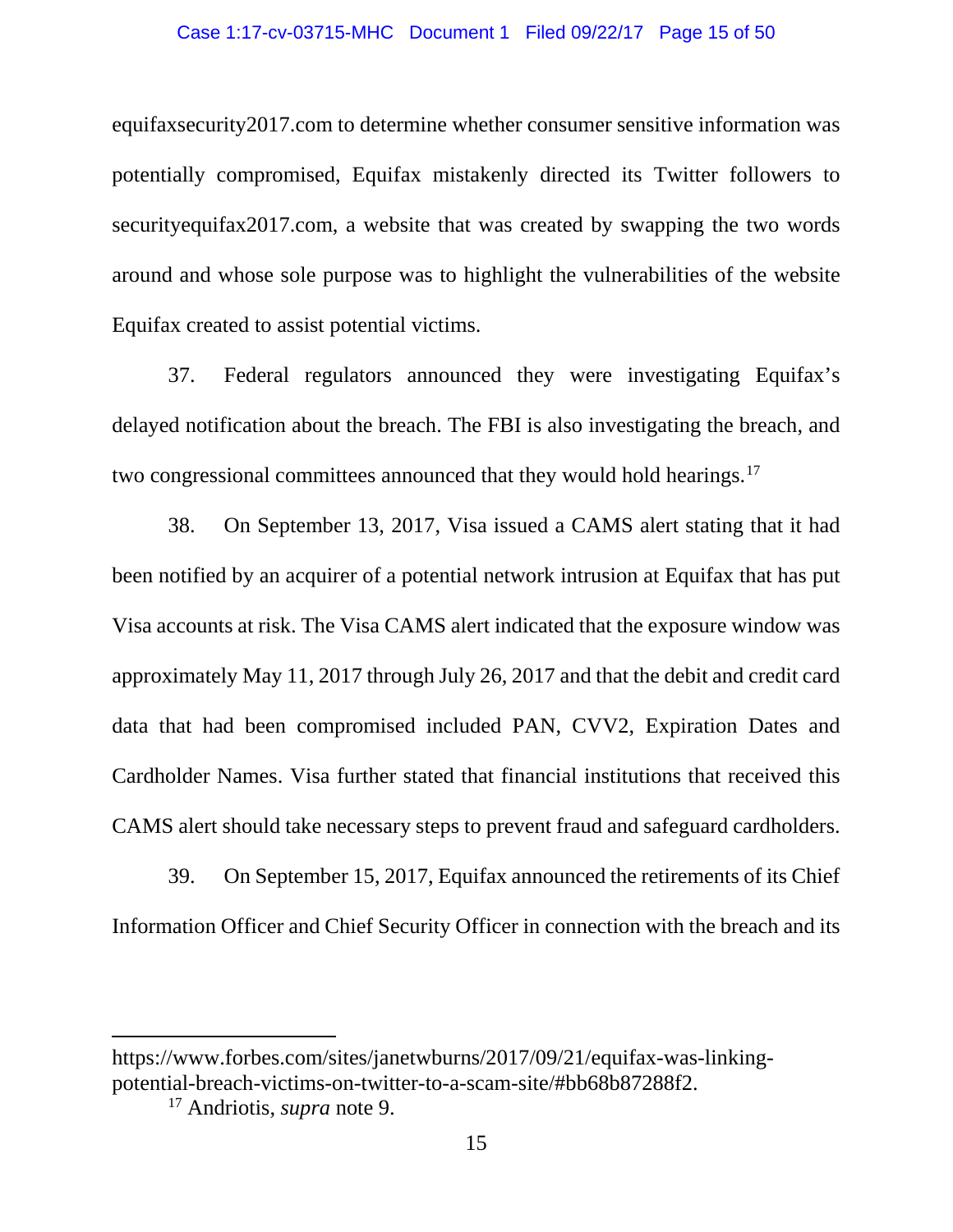equifaxsecurity2017.com to determine whether consumer sensitive information was potentially compromised, Equifax mistakenly directed its Twitter followers to securityequifax2017.com, a website that was created by swapping the two words around and whose sole purpose was to highlight the vulnerabilities of the website Equifax created to assist potential victims.

37. Federal regulators announced they were investigating Equifax's delayed notification about the breach. The FBI is also investigating the breach, and two congressional committees announced that they would hold hearings.[17]

38. On September 13, 2017, Visa issued a CAMS alert stating that it had been notified by an acquirer of a potential network intrusion at Equifax that has put Visa accounts at risk. The Visa CAMS alert indicated that the exposure window was approximately May 11, 2017 through July 26, 2017 and that the debit and credit card data that had been compromised included PAN, CVV2, Expiration Dates and Cardholder Names. Visa further stated that financial institutions that received this CAMS alert should take necessary steps to prevent fraud and safeguard cardholders.

39. On September 15, 2017, Equifax announced the retirements of its Chief Information Officer and Chief Security Officer in connection with the breach and its

---

https://www.forbes.com/sites/janetwburns/2017/09/21/equifax-was-linking-potential-breach-victims-on-twitter-to-a-scam-site/#bb68b87288f2.

[17] Andriotis, *supra* note 9.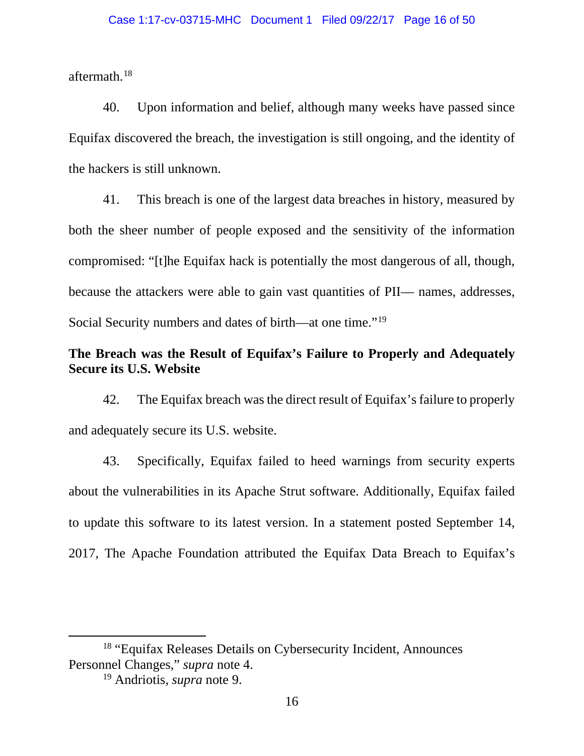aftermath.[18]

40. Upon information and belief, although many weeks have passed since Equifax discovered the breach, the investigation is still ongoing, and the identity of the hackers is still unknown.

41. This breach is one of the largest data breaches in history, measured by both the sheer number of people exposed and the sensitivity of the information compromised: "[t]he Equifax hack is potentially the most dangerous of all, though, because the attackers were able to gain vast quantities of PII— names, addresses, Social Security numbers and dates of birth—at one time."[19]

**The Breach was the Result of Equifax's Failure to Properly and Adequately Secure its U.S. Website**

42. The Equifax breach was the direct result of Equifax's failure to properly and adequately secure its U.S. website.

43. Specifically, Equifax failed to heed warnings from security experts about the vulnerabilities in its Apache Strut software. Additionally, Equifax failed to update this software to its latest version. In a statement posted September 14, 2017, The Apache Foundation attributed the Equifax Data Breach to Equifax's

---

[18] "Equifax Releases Details on Cybersecurity Incident, Announces Personnel Changes," *supra* note 4.

[19] Andriotis, *supra* note 9.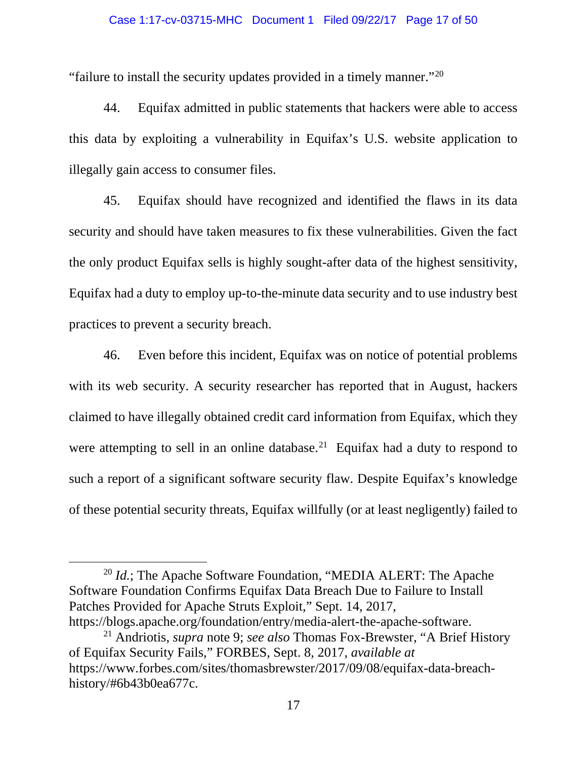"failure to install the security updates provided in a timely manner."[20]

44. Equifax admitted in public statements that hackers were able to access this data by exploiting a vulnerability in Equifax's U.S. website application to illegally gain access to consumer files.

45. Equifax should have recognized and identified the flaws in its data security and should have taken measures to fix these vulnerabilities. Given the fact the only product Equifax sells is highly sought-after data of the highest sensitivity, Equifax had a duty to employ up-to-the-minute data security and to use industry best practices to prevent a security breach.

46. Even before this incident, Equifax was on notice of potential problems with its web security. A security researcher has reported that in August, hackers claimed to have illegally obtained credit card information from Equifax, which they were attempting to sell in an online database.[21] Equifax had a duty to respond to such a report of a significant software security flaw. Despite Equifax's knowledge of these potential security threats, Equifax willfully (or at least negligently) failed to

---

[20] *Id.*; The Apache Software Foundation, "MEDIA ALERT: The Apache Software Foundation Confirms Equifax Data Breach Due to Failure to Install Patches Provided for Apache Struts Exploit," Sept. 14, 2017, https://blogs.apache.org/foundation/entry/media-alert-the-apache-software.

[21] Andriotis, *supra* note 9; *see also* Thomas Fox-Brewster, "A Brief History of Equifax Security Fails," FORBES, Sept. 8, 2017, *available at* https://www.forbes.com/sites/thomasbrewster/2017/09/08/equifax-data-breach-history/#6b43b0ea677c.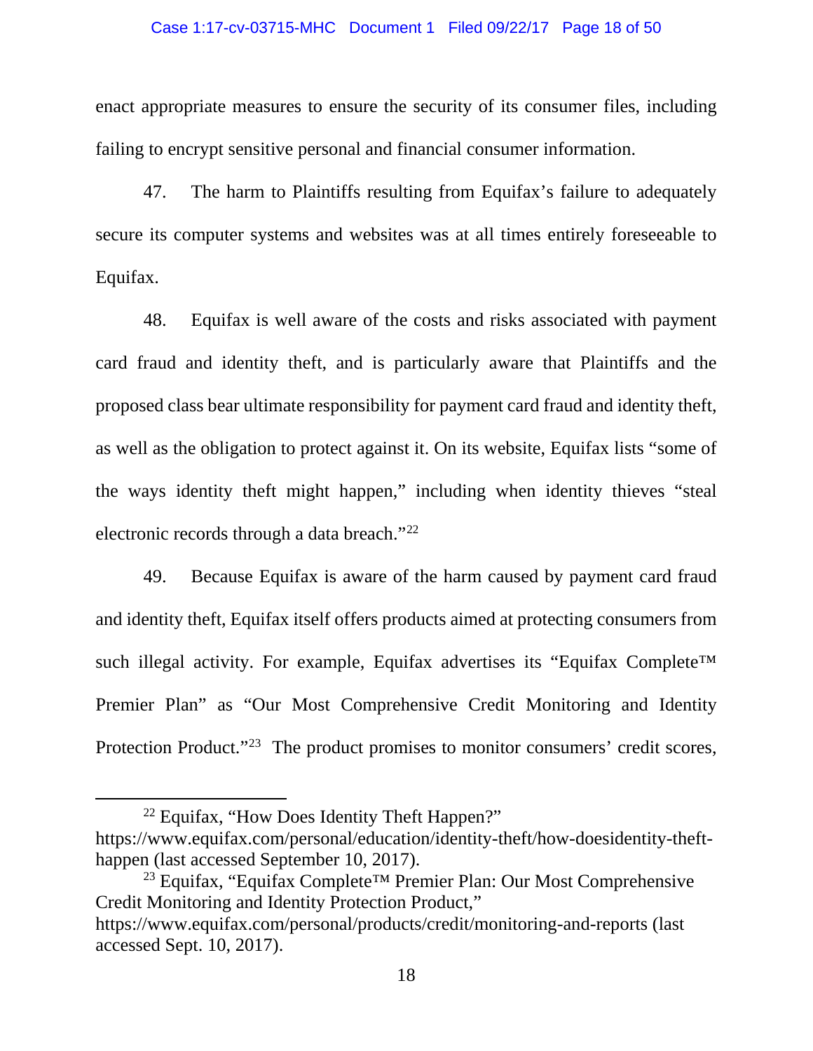enact appropriate measures to ensure the security of its consumer files, including failing to encrypt sensitive personal and financial consumer information.

47. The harm to Plaintiffs resulting from Equifax's failure to adequately secure its computer systems and websites was at all times entirely foreseeable to Equifax.

48. Equifax is well aware of the costs and risks associated with payment card fraud and identity theft, and is particularly aware that Plaintiffs and the proposed class bear ultimate responsibility for payment card fraud and identity theft, as well as the obligation to protect against it. On its website, Equifax lists "some of the ways identity theft might happen," including when identity thieves "steal electronic records through a data breach."[22]

49. Because Equifax is aware of the harm caused by payment card fraud and identity theft, Equifax itself offers products aimed at protecting consumers from such illegal activity. For example, Equifax advertises its "Equifax Complete™ Premier Plan" as "Our Most Comprehensive Credit Monitoring and Identity Protection Product."[23] The product promises to monitor consumers' credit scores,

---

[22] Equifax, "How Does Identity Theft Happen?" https://www.equifax.com/personal/education/identity-theft/how-doesidentity-theft-happen (last accessed September 10, 2017).

[23] Equifax, "Equifax Complete™ Premier Plan: Our Most Comprehensive Credit Monitoring and Identity Protection Product," https://www.equifax.com/personal/products/credit/monitoring-and-reports (last accessed Sept. 10, 2017).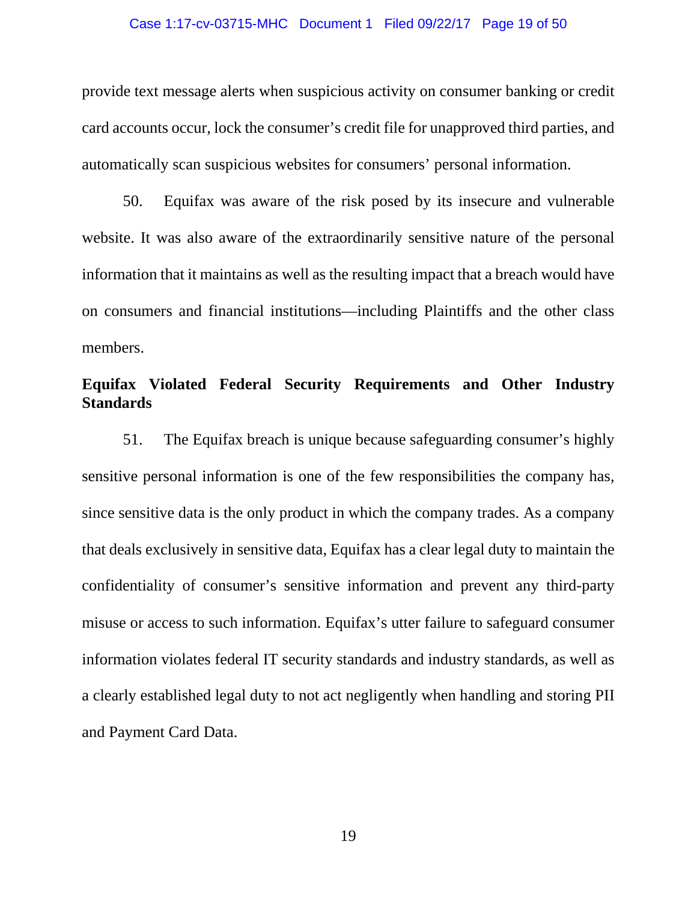provide text message alerts when suspicious activity on consumer banking or credit card accounts occur, lock the consumer's credit file for unapproved third parties, and automatically scan suspicious websites for consumers' personal information.

50. Equifax was aware of the risk posed by its insecure and vulnerable website. It was also aware of the extraordinarily sensitive nature of the personal information that it maintains as well as the resulting impact that a breach would have on consumers and financial institutions—including Plaintiffs and the other class members.

**Equifax Violated Federal Security Requirements and Other Industry Standards**

51. The Equifax breach is unique because safeguarding consumer's highly sensitive personal information is one of the few responsibilities the company has, since sensitive data is the only product in which the company trades. As a company that deals exclusively in sensitive data, Equifax has a clear legal duty to maintain the confidentiality of consumer's sensitive information and prevent any third-party misuse or access to such information. Equifax's utter failure to safeguard consumer information violates federal IT security standards and industry standards, as well as a clearly established legal duty to not act negligently when handling and storing PII and Payment Card Data.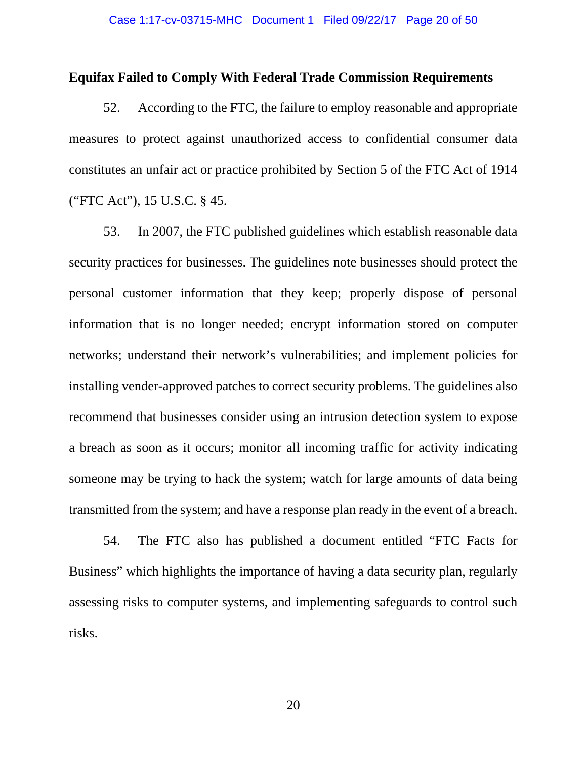**Equifax Failed to Comply With Federal Trade Commission Requirements**

52. According to the FTC, the failure to employ reasonable and appropriate measures to protect against unauthorized access to confidential consumer data constitutes an unfair act or practice prohibited by Section 5 of the FTC Act of 1914 ("FTC Act"), 15 U.S.C. § 45.

53. In 2007, the FTC published guidelines which establish reasonable data security practices for businesses. The guidelines note businesses should protect the personal customer information that they keep; properly dispose of personal information that is no longer needed; encrypt information stored on computer networks; understand their network's vulnerabilities; and implement policies for installing vender-approved patches to correct security problems. The guidelines also recommend that businesses consider using an intrusion detection system to expose a breach as soon as it occurs; monitor all incoming traffic for activity indicating someone may be trying to hack the system; watch for large amounts of data being transmitted from the system; and have a response plan ready in the event of a breach.

54. The FTC also has published a document entitled "FTC Facts for Business" which highlights the importance of having a data security plan, regularly assessing risks to computer systems, and implementing safeguards to control such risks.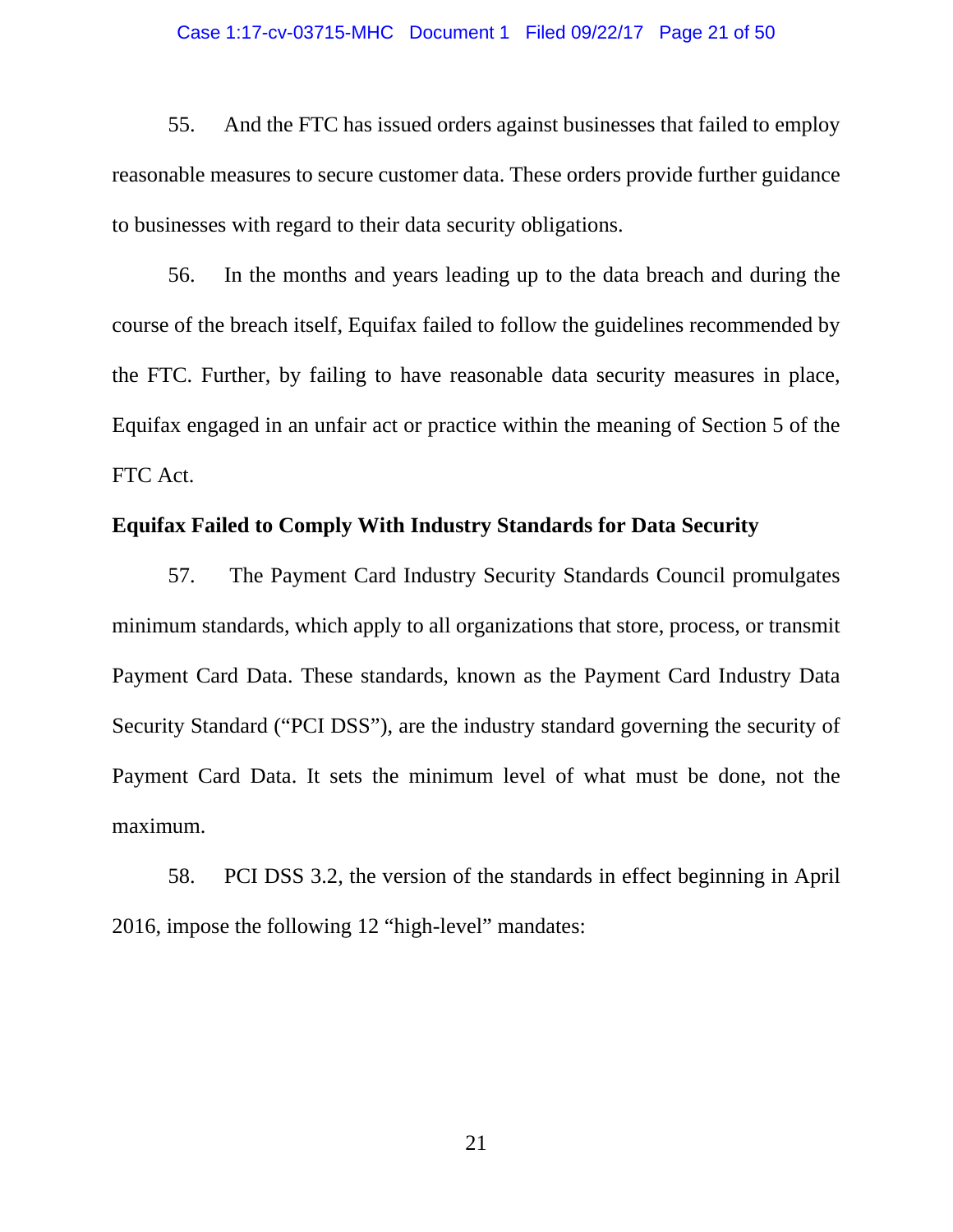55. And the FTC has issued orders against businesses that failed to employ reasonable measures to secure customer data. These orders provide further guidance to businesses with regard to their data security obligations.

56. In the months and years leading up to the data breach and during the course of the breach itself, Equifax failed to follow the guidelines recommended by the FTC. Further, by failing to have reasonable data security measures in place, Equifax engaged in an unfair act or practice within the meaning of Section 5 of the FTC Act.

**Equifax Failed to Comply With Industry Standards for Data Security**

57. The Payment Card Industry Security Standards Council promulgates minimum standards, which apply to all organizations that store, process, or transmit Payment Card Data. These standards, known as the Payment Card Industry Data Security Standard ("PCI DSS"), are the industry standard governing the security of Payment Card Data. It sets the minimum level of what must be done, not the maximum.

58. PCI DSS 3.2, the version of the standards in effect beginning in April 2016, impose the following 12 "high-level" mandates: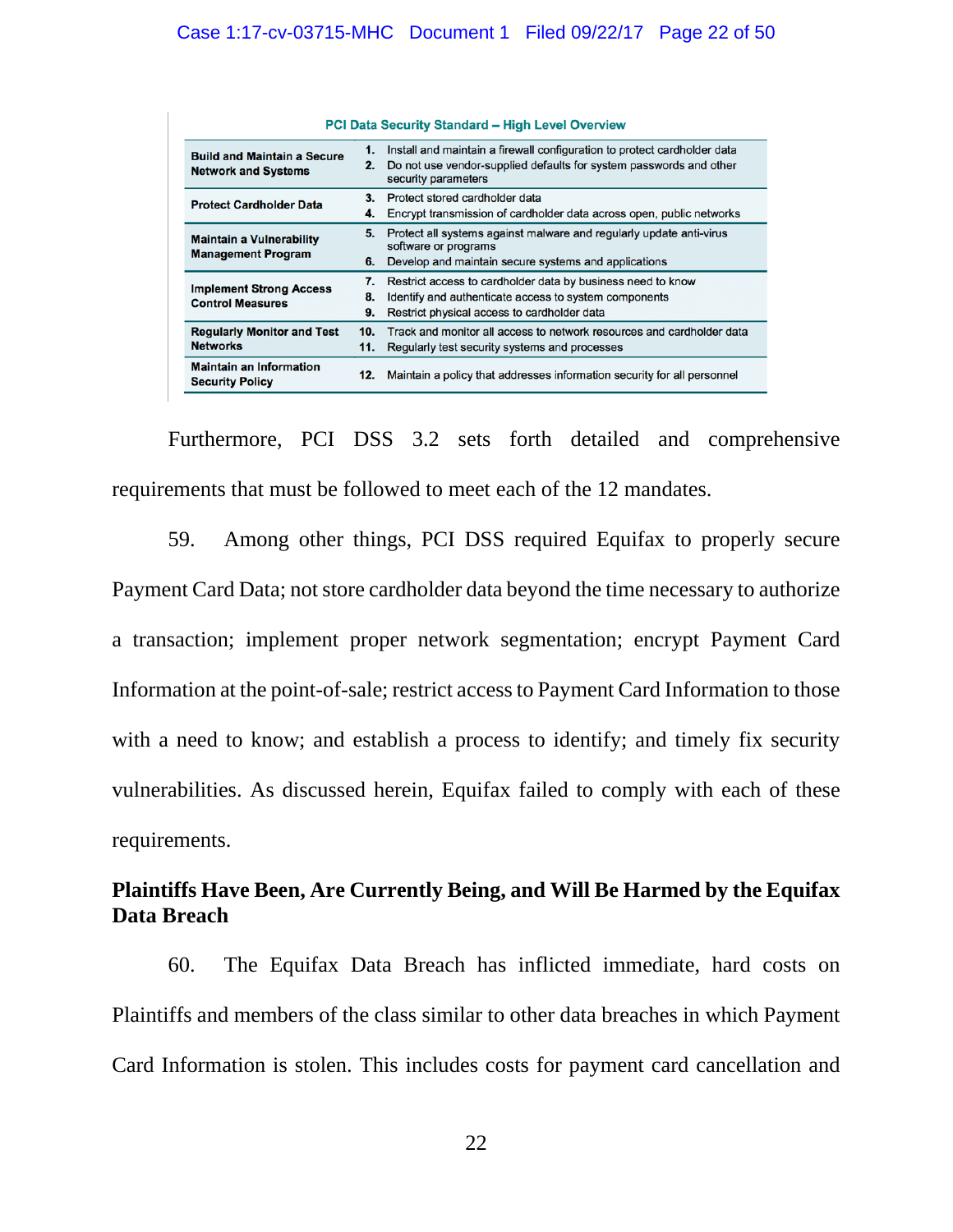| PCI Data Security Standard – High Level Overview | |
|---|---|
| **Build and Maintain a Secure Network and Systems** | 1. Install and maintain a firewall configuration to protect cardholder data<br>2. Do not use vendor-supplied defaults for system passwords and other security parameters |
| **Protect Cardholder Data** | 3. Protect stored cardholder data<br>4. Encrypt transmission of cardholder data across open, public networks |
| **Maintain a Vulnerability Management Program** | 5. Protect all systems against malware and regularly update anti-virus software or programs<br>6. Develop and maintain secure systems and applications |
| **Implement Strong Access Control Measures** | 7. Restrict access to cardholder data by business need to know<br>8. Identify and authenticate access to system components<br>9. Restrict physical access to cardholder data |
| **Regularly Monitor and Test Networks** | 10. Track and monitor all access to network resources and cardholder data<br>11. Regularly test security systems and processes |
| **Maintain an Information Security Policy** | 12. Maintain a policy that addresses information security for all personnel |

Furthermore, PCI DSS 3.2 sets forth detailed and comprehensive requirements that must be followed to meet each of the 12 mandates.

59. Among other things, PCI DSS required Equifax to properly secure Payment Card Data; not store cardholder data beyond the time necessary to authorize a transaction; implement proper network segmentation; encrypt Payment Card Information at the point-of-sale; restrict access to Payment Card Information to those with a need to know; and establish a process to identify; and timely fix security vulnerabilities. As discussed herein, Equifax failed to comply with each of these requirements.

**Plaintiffs Have Been, Are Currently Being, and Will Be Harmed by the Equifax Data Breach**

60. The Equifax Data Breach has inflicted immediate, hard costs on Plaintiffs and members of the class similar to other data breaches in which Payment Card Information is stolen. This includes costs for payment card cancellation and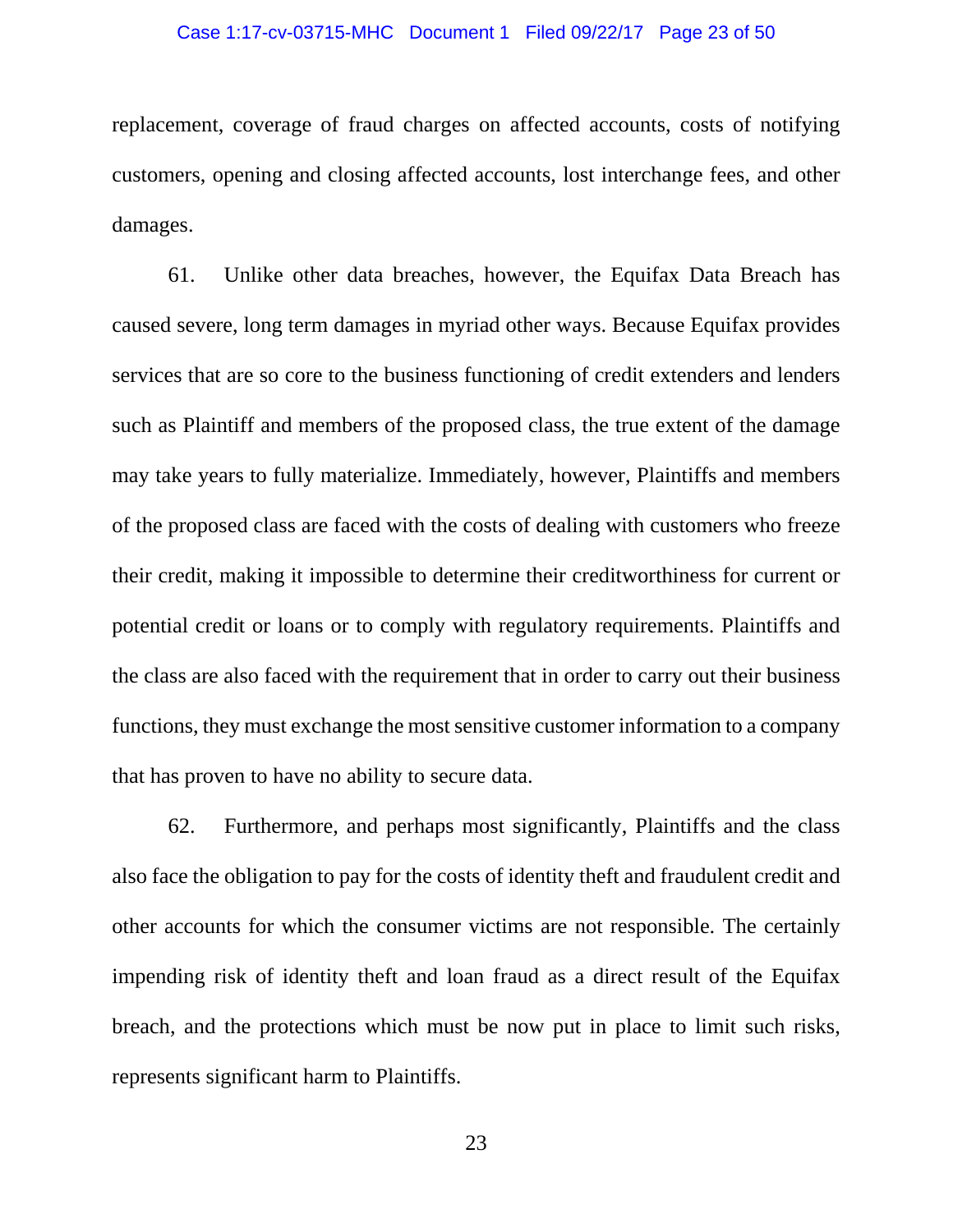replacement, coverage of fraud charges on affected accounts, costs of notifying customers, opening and closing affected accounts, lost interchange fees, and other damages.

61. Unlike other data breaches, however, the Equifax Data Breach has caused severe, long term damages in myriad other ways. Because Equifax provides services that are so core to the business functioning of credit extenders and lenders such as Plaintiff and members of the proposed class, the true extent of the damage may take years to fully materialize. Immediately, however, Plaintiffs and members of the proposed class are faced with the costs of dealing with customers who freeze their credit, making it impossible to determine their creditworthiness for current or potential credit or loans or to comply with regulatory requirements. Plaintiffs and the class are also faced with the requirement that in order to carry out their business functions, they must exchange the most sensitive customer information to a company that has proven to have no ability to secure data.

62. Furthermore, and perhaps most significantly, Plaintiffs and the class also face the obligation to pay for the costs of identity theft and fraudulent credit and other accounts for which the consumer victims are not responsible. The certainly impending risk of identity theft and loan fraud as a direct result of the Equifax breach, and the protections which must be now put in place to limit such risks, represents significant harm to Plaintiffs.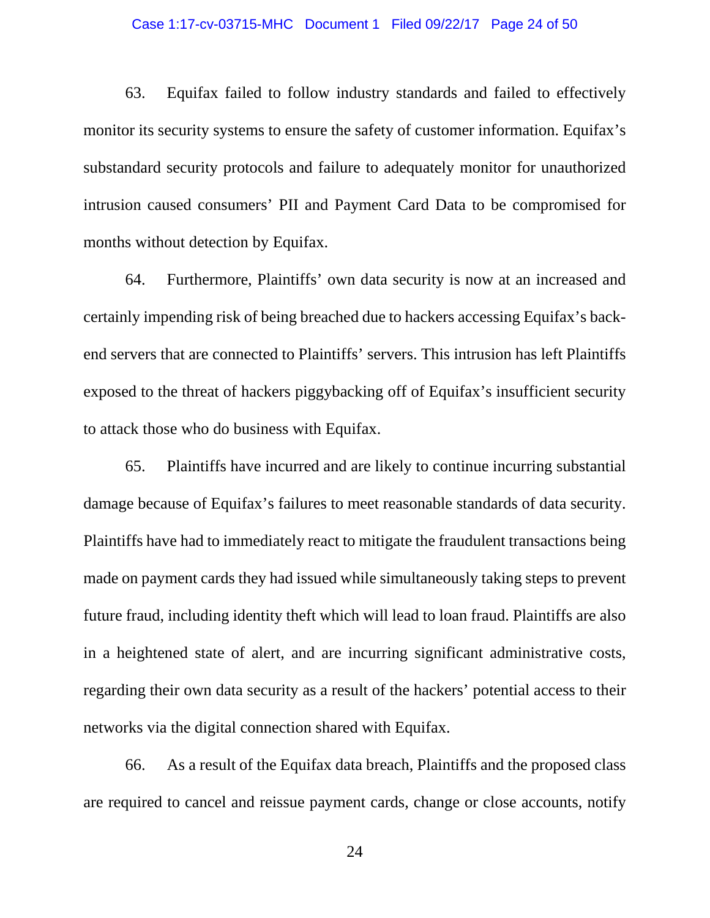63. Equifax failed to follow industry standards and failed to effectively monitor its security systems to ensure the safety of customer information. Equifax's substandard security protocols and failure to adequately monitor for unauthorized intrusion caused consumers' PII and Payment Card Data to be compromised for months without detection by Equifax.

64. Furthermore, Plaintiffs' own data security is now at an increased and certainly impending risk of being breached due to hackers accessing Equifax's back-end servers that are connected to Plaintiffs' servers. This intrusion has left Plaintiffs exposed to the threat of hackers piggybacking off of Equifax's insufficient security to attack those who do business with Equifax.

65. Plaintiffs have incurred and are likely to continue incurring substantial damage because of Equifax's failures to meet reasonable standards of data security. Plaintiffs have had to immediately react to mitigate the fraudulent transactions being made on payment cards they had issued while simultaneously taking steps to prevent future fraud, including identity theft which will lead to loan fraud. Plaintiffs are also in a heightened state of alert, and are incurring significant administrative costs, regarding their own data security as a result of the hackers' potential access to their networks via the digital connection shared with Equifax.

66. As a result of the Equifax data breach, Plaintiffs and the proposed class are required to cancel and reissue payment cards, change or close accounts, notify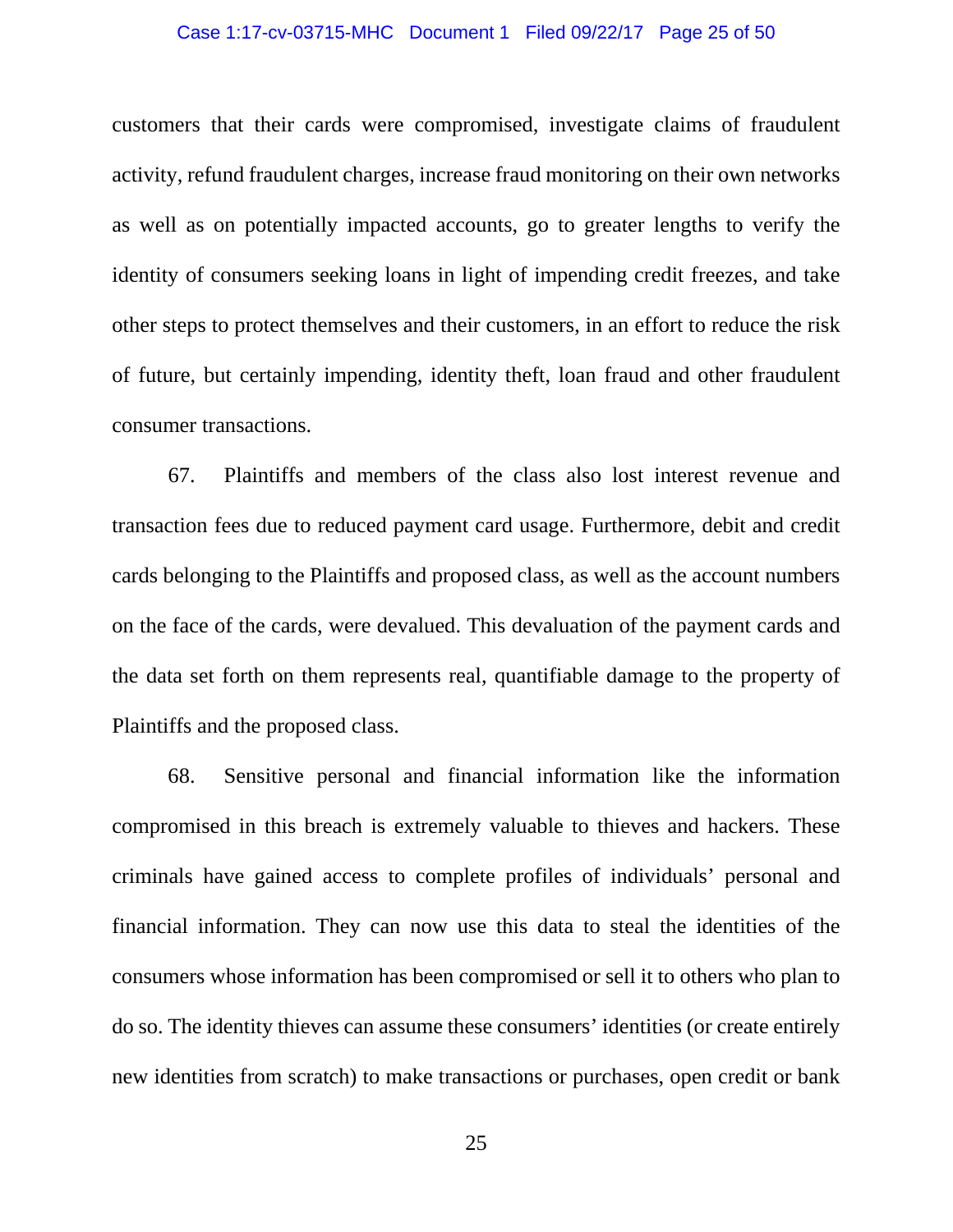customers that their cards were compromised, investigate claims of fraudulent activity, refund fraudulent charges, increase fraud monitoring on their own networks as well as on potentially impacted accounts, go to greater lengths to verify the identity of consumers seeking loans in light of impending credit freezes, and take other steps to protect themselves and their customers, in an effort to reduce the risk of future, but certainly impending, identity theft, loan fraud and other fraudulent consumer transactions.

67. Plaintiffs and members of the class also lost interest revenue and transaction fees due to reduced payment card usage. Furthermore, debit and credit cards belonging to the Plaintiffs and proposed class, as well as the account numbers on the face of the cards, were devalued. This devaluation of the payment cards and the data set forth on them represents real, quantifiable damage to the property of Plaintiffs and the proposed class.

68. Sensitive personal and financial information like the information compromised in this breach is extremely valuable to thieves and hackers. These criminals have gained access to complete profiles of individuals' personal and financial information. They can now use this data to steal the identities of the consumers whose information has been compromised or sell it to others who plan to do so. The identity thieves can assume these consumers' identities (or create entirely new identities from scratch) to make transactions or purchases, open credit or bank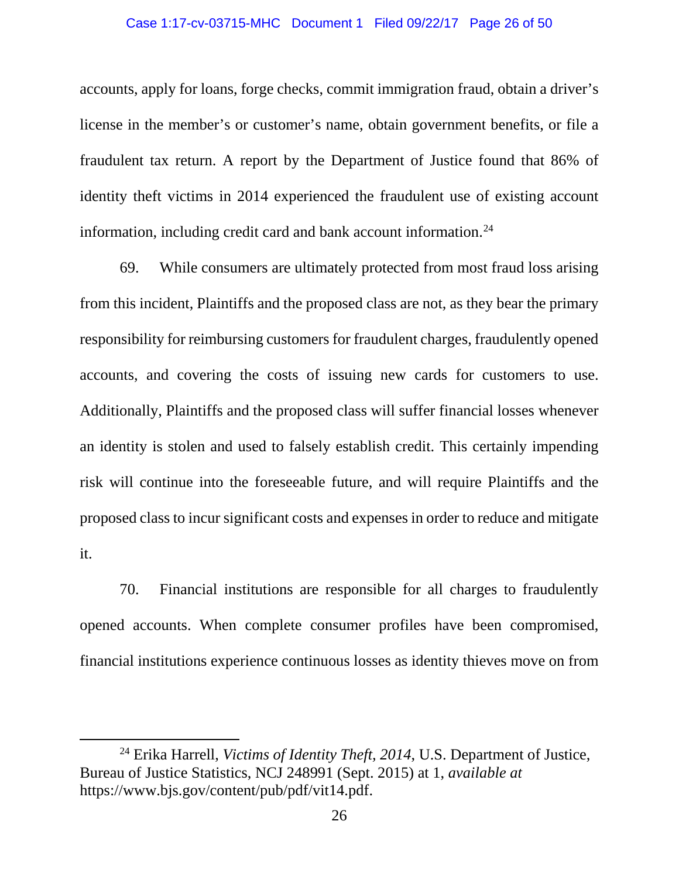accounts, apply for loans, forge checks, commit immigration fraud, obtain a driver's license in the member's or customer's name, obtain government benefits, or file a fraudulent tax return. A report by the Department of Justice found that 86% of identity theft victims in 2014 experienced the fraudulent use of existing account information, including credit card and bank account information.[24]

69. While consumers are ultimately protected from most fraud loss arising from this incident, Plaintiffs and the proposed class are not, as they bear the primary responsibility for reimbursing customers for fraudulent charges, fraudulently opened accounts, and covering the costs of issuing new cards for customers to use. Additionally, Plaintiffs and the proposed class will suffer financial losses whenever an identity is stolen and used to falsely establish credit. This certainly impending risk will continue into the foreseeable future, and will require Plaintiffs and the proposed class to incur significant costs and expenses in order to reduce and mitigate it.

70. Financial institutions are responsible for all charges to fraudulently opened accounts. When complete consumer profiles have been compromised, financial institutions experience continuous losses as identity thieves move on from

---

[24] Erika Harrell, *Victims of Identity Theft, 2014*, U.S. Department of Justice, Bureau of Justice Statistics, NCJ 248991 (Sept. 2015) at 1, *available at* https://www.bjs.gov/content/pub/pdf/vit14.pdf.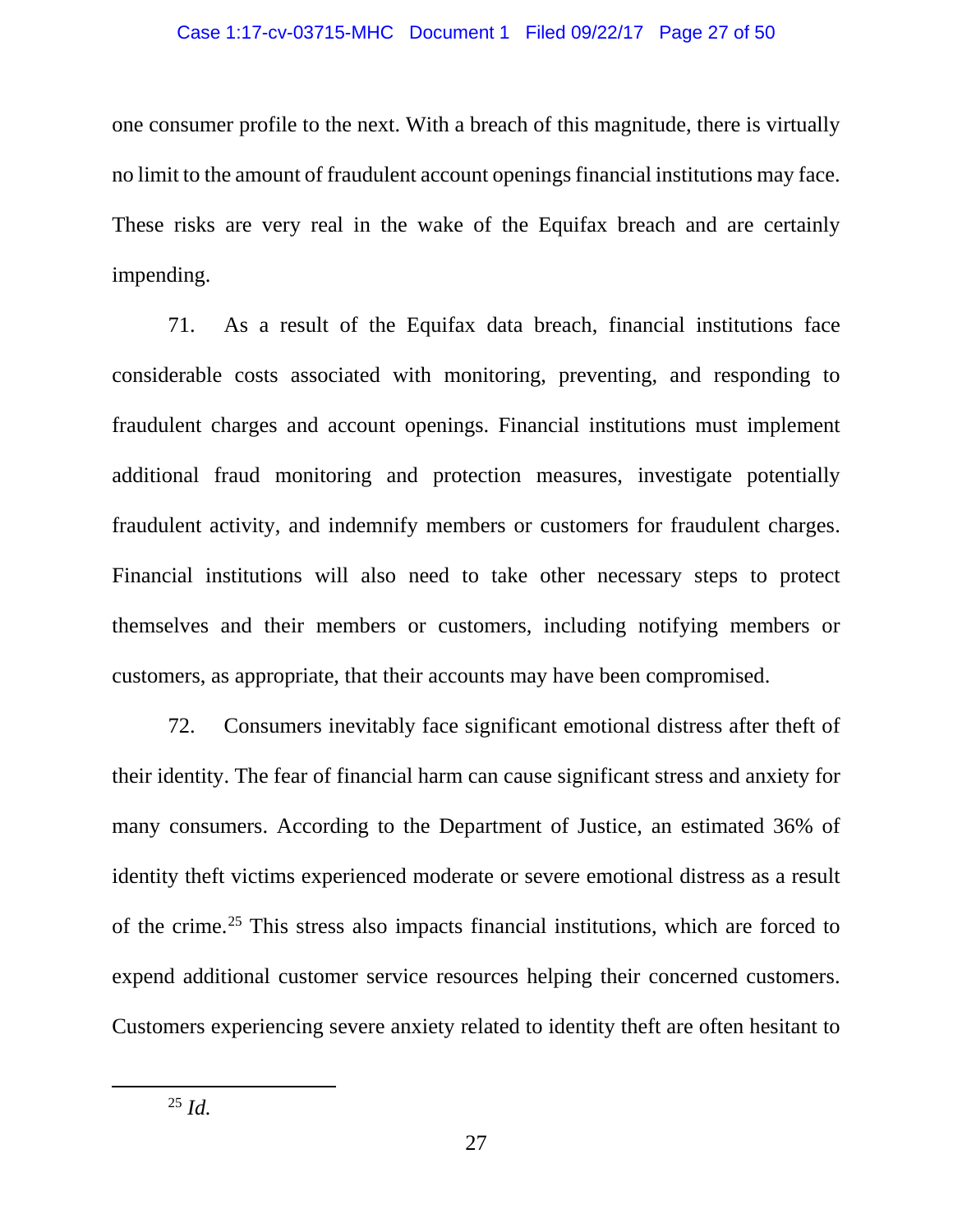one consumer profile to the next. With a breach of this magnitude, there is virtually no limit to the amount of fraudulent account openings financial institutions may face. These risks are very real in the wake of the Equifax breach and are certainly impending.

71. As a result of the Equifax data breach, financial institutions face considerable costs associated with monitoring, preventing, and responding to fraudulent charges and account openings. Financial institutions must implement additional fraud monitoring and protection measures, investigate potentially fraudulent activity, and indemnify members or customers for fraudulent charges. Financial institutions will also need to take other necessary steps to protect themselves and their members or customers, including notifying members or customers, as appropriate, that their accounts may have been compromised.

72. Consumers inevitably face significant emotional distress after theft of their identity. The fear of financial harm can cause significant stress and anxiety for many consumers. According to the Department of Justice, an estimated 36% of identity theft victims experienced moderate or severe emotional distress as a result of the crime.[25] This stress also impacts financial institutions, which are forced to expend additional customer service resources helping their concerned customers. Customers experiencing severe anxiety related to identity theft are often hesitant to

---

[25] *Id.*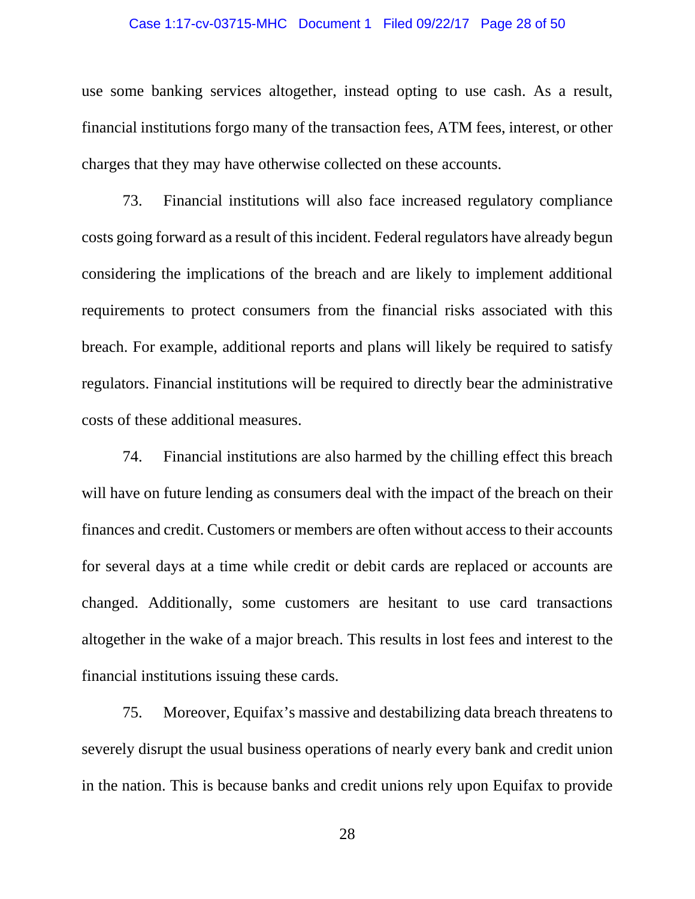use some banking services altogether, instead opting to use cash. As a result, financial institutions forgo many of the transaction fees, ATM fees, interest, or other charges that they may have otherwise collected on these accounts.

73. Financial institutions will also face increased regulatory compliance costs going forward as a result of this incident. Federal regulators have already begun considering the implications of the breach and are likely to implement additional requirements to protect consumers from the financial risks associated with this breach. For example, additional reports and plans will likely be required to satisfy regulators. Financial institutions will be required to directly bear the administrative costs of these additional measures.

74. Financial institutions are also harmed by the chilling effect this breach will have on future lending as consumers deal with the impact of the breach on their finances and credit. Customers or members are often without access to their accounts for several days at a time while credit or debit cards are replaced or accounts are changed. Additionally, some customers are hesitant to use card transactions altogether in the wake of a major breach. This results in lost fees and interest to the financial institutions issuing these cards.

75. Moreover, Equifax's massive and destabilizing data breach threatens to severely disrupt the usual business operations of nearly every bank and credit union in the nation. This is because banks and credit unions rely upon Equifax to provide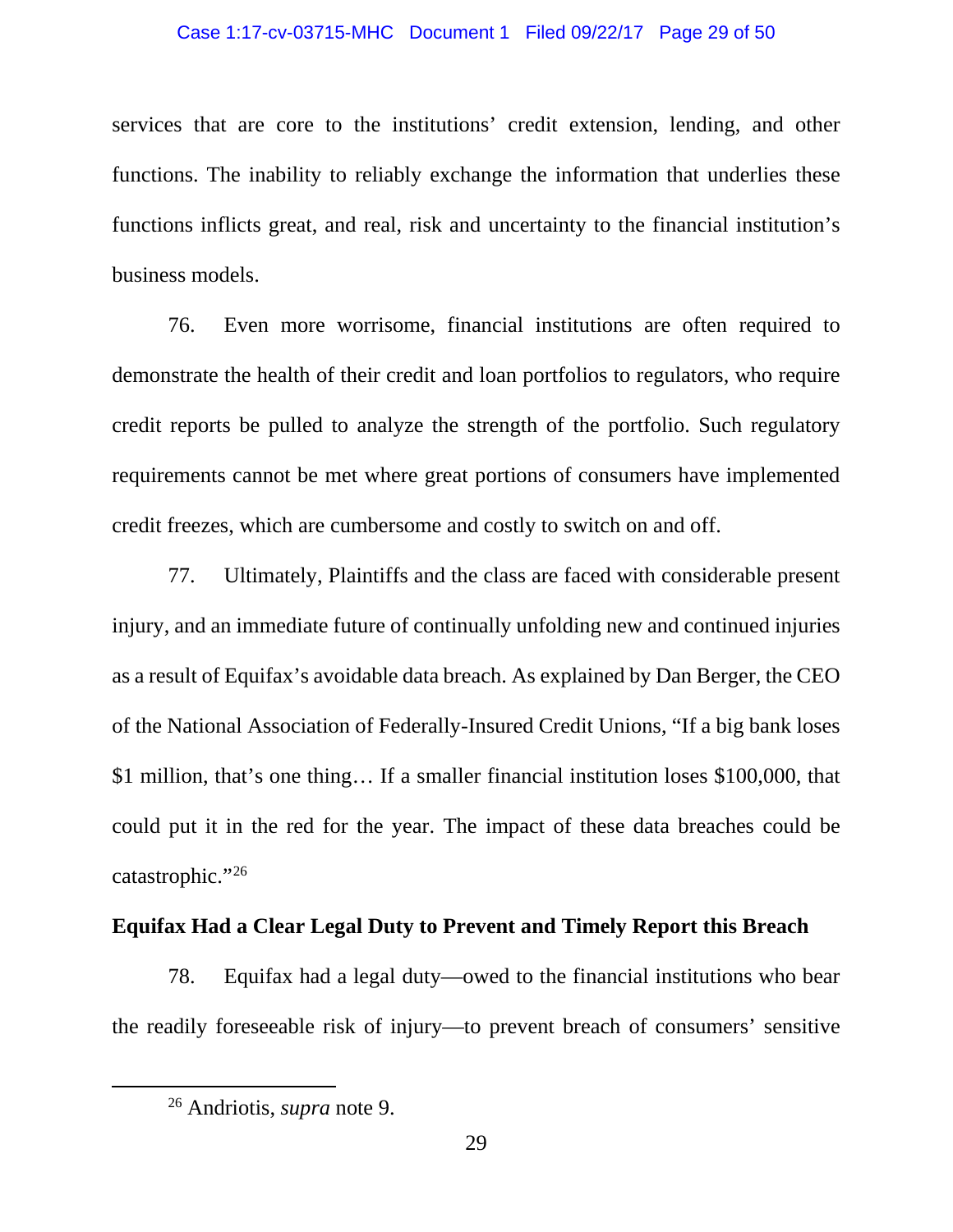services that are core to the institutions' credit extension, lending, and other functions. The inability to reliably exchange the information that underlies these functions inflicts great, and real, risk and uncertainty to the financial institution's business models.

76. Even more worrisome, financial institutions are often required to demonstrate the health of their credit and loan portfolios to regulators, who require credit reports be pulled to analyze the strength of the portfolio. Such regulatory requirements cannot be met where great portions of consumers have implemented credit freezes, which are cumbersome and costly to switch on and off.

77. Ultimately, Plaintiffs and the class are faced with considerable present injury, and an immediate future of continually unfolding new and continued injuries as a result of Equifax's avoidable data breach. As explained by Dan Berger, the CEO of the National Association of Federally-Insured Credit Unions, "If a big bank loses $1 million, that's one thing… If a smaller financial institution loses $100,000, that could put it in the red for the year. The impact of these data breaches could be catastrophic."[26]

**Equifax Had a Clear Legal Duty to Prevent and Timely Report this Breach**

78. Equifax had a legal duty—owed to the financial institutions who bear the readily foreseeable risk of injury—to prevent breach of consumers' sensitive

---

[26] Andriotis, *supra* note 9.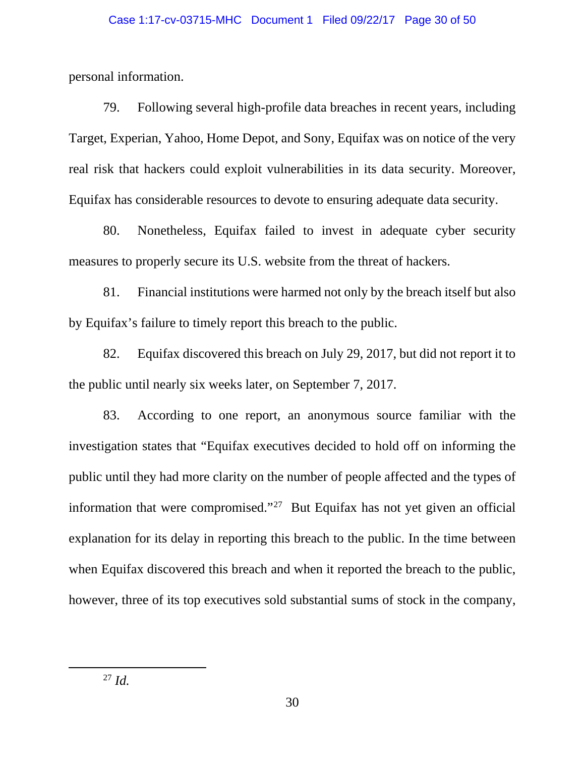personal information.

79. Following several high-profile data breaches in recent years, including Target, Experian, Yahoo, Home Depot, and Sony, Equifax was on notice of the very real risk that hackers could exploit vulnerabilities in its data security. Moreover, Equifax has considerable resources to devote to ensuring adequate data security.

80. Nonetheless, Equifax failed to invest in adequate cyber security measures to properly secure its U.S. website from the threat of hackers.

81. Financial institutions were harmed not only by the breach itself but also by Equifax's failure to timely report this breach to the public.

82. Equifax discovered this breach on July 29, 2017, but did not report it to the public until nearly six weeks later, on September 7, 2017.

83. According to one report, an anonymous source familiar with the investigation states that "Equifax executives decided to hold off on informing the public until they had more clarity on the number of people affected and the types of information that were compromised."[27] But Equifax has not yet given an official explanation for its delay in reporting this breach to the public. In the time between when Equifax discovered this breach and when it reported the breach to the public, however, three of its top executives sold substantial sums of stock in the company,

---

[27] *Id.*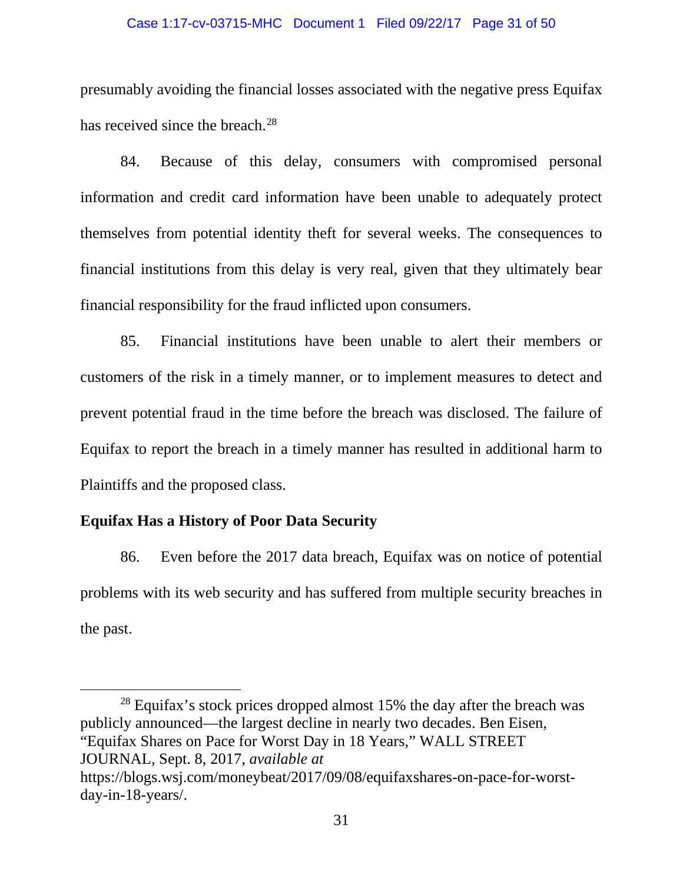presumably avoiding the financial losses associated with the negative press Equifax has received since the breach.[28]

84. Because of this delay, consumers with compromised personal information and credit card information have been unable to adequately protect themselves from potential identity theft for several weeks. The consequences to financial institutions from this delay is very real, given that they ultimately bear financial responsibility for the fraud inflicted upon consumers.

85. Financial institutions have been unable to alert their members or customers of the risk in a timely manner, or to implement measures to detect and prevent potential fraud in the time before the breach was disclosed. The failure of Equifax to report the breach in a timely manner has resulted in additional harm to Plaintiffs and the proposed class.

**Equifax Has a History of Poor Data Security**

86. Even before the 2017 data breach, Equifax was on notice of potential problems with its web security and has suffered from multiple security breaches in the past.

---

[28] Equifax's stock prices dropped almost 15% the day after the breach was publicly announced—the largest decline in nearly two decades. Ben Eisen, "Equifax Shares on Pace for Worst Day in 18 Years," WALL STREET JOURNAL, Sept. 8, 2017, *available at* https://blogs.wsj.com/moneybeat/2017/09/08/equifaxshares-on-pace-for-worst-day-in-18-years/.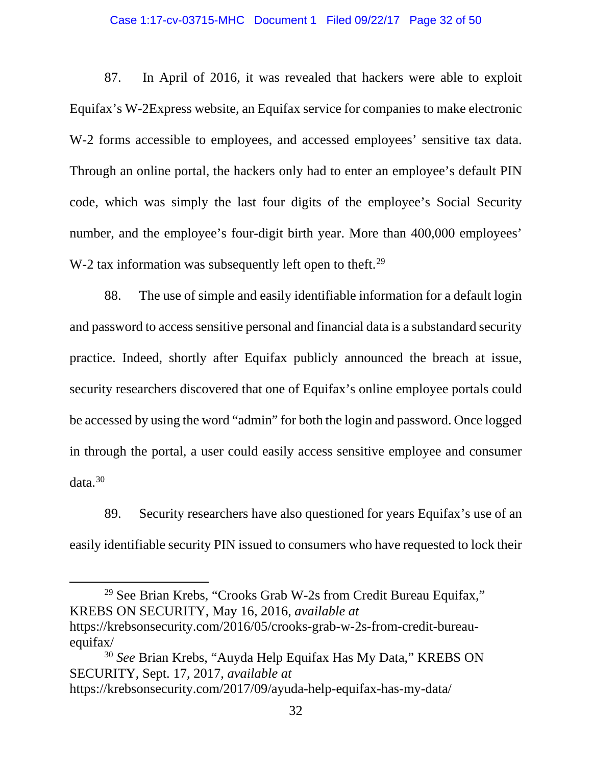87. In April of 2016, it was revealed that hackers were able to exploit Equifax's W-2Express website, an Equifax service for companies to make electronic W-2 forms accessible to employees, and accessed employees' sensitive tax data. Through an online portal, the hackers only had to enter an employee's default PIN code, which was simply the last four digits of the employee's Social Security number, and the employee's four-digit birth year. More than 400,000 employees' W-2 tax information was subsequently left open to theft.[29]

88. The use of simple and easily identifiable information for a default login and password to access sensitive personal and financial data is a substandard security practice. Indeed, shortly after Equifax publicly announced the breach at issue, security researchers discovered that one of Equifax's online employee portals could be accessed by using the word "admin" for both the login and password. Once logged in through the portal, a user could easily access sensitive employee and consumer data.[30]

89. Security researchers have also questioned for years Equifax's use of an easily identifiable security PIN issued to consumers who have requested to lock their

---

[29] See Brian Krebs, "Crooks Grab W-2s from Credit Bureau Equifax," KREBS ON SECURITY, May 16, 2016, *available at* https://krebsonsecurity.com/2016/05/crooks-grab-w-2s-from-credit-bureau-equifax/

[30] *See* Brian Krebs, "Auyda Help Equifax Has My Data," KREBS ON SECURITY, Sept. 17, 2017, *available at* https://krebsonsecurity.com/2017/09/ayuda-help-equifax-has-my-data/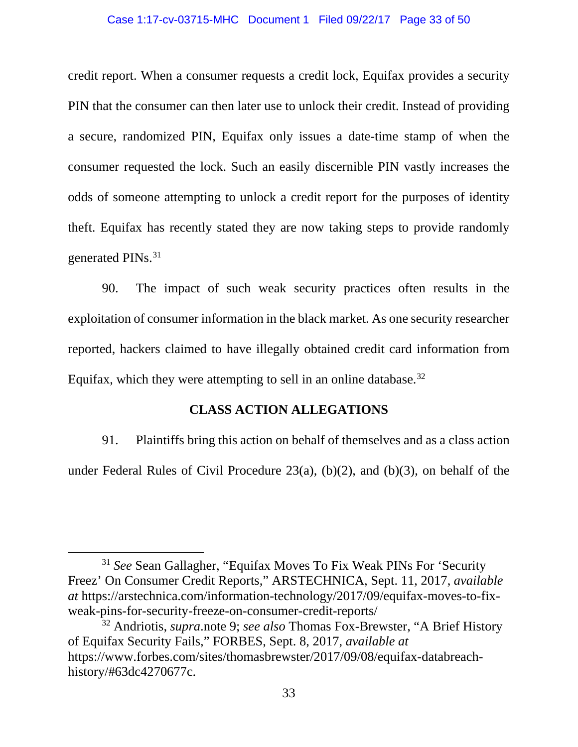credit report. When a consumer requests a credit lock, Equifax provides a security PIN that the consumer can then later use to unlock their credit. Instead of providing a secure, randomized PIN, Equifax only issues a date-time stamp of when the consumer requested the lock. Such an easily discernible PIN vastly increases the odds of someone attempting to unlock a credit report for the purposes of identity theft. Equifax has recently stated they are now taking steps to provide randomly generated PINs.[31]

90. The impact of such weak security practices often results in the exploitation of consumer information in the black market. As one security researcher reported, hackers claimed to have illegally obtained credit card information from Equifax, which they were attempting to sell in an online database.[32]

## CLASS ACTION ALLEGATIONS

91. Plaintiffs bring this action on behalf of themselves and as a class action under Federal Rules of Civil Procedure 23(a), (b)(2), and (b)(3), on behalf of the

---

[31] *See* Sean Gallagher, "Equifax Moves To Fix Weak PINs For 'Security Freez' On Consumer Credit Reports," ARSTECHNICA, Sept. 11, 2017, *available at* https://arstechnica.com/information-technology/2017/09/equifax-moves-to-fix-weak-pins-for-security-freeze-on-consumer-credit-reports/

[32] Andriotis, *supra*.note 9; *see also* Thomas Fox-Brewster, "A Brief History of Equifax Security Fails," FORBES, Sept. 8, 2017, *available at* https://www.forbes.com/sites/thomasbrewster/2017/09/08/equifax-databreach-history/#63dc4270677c.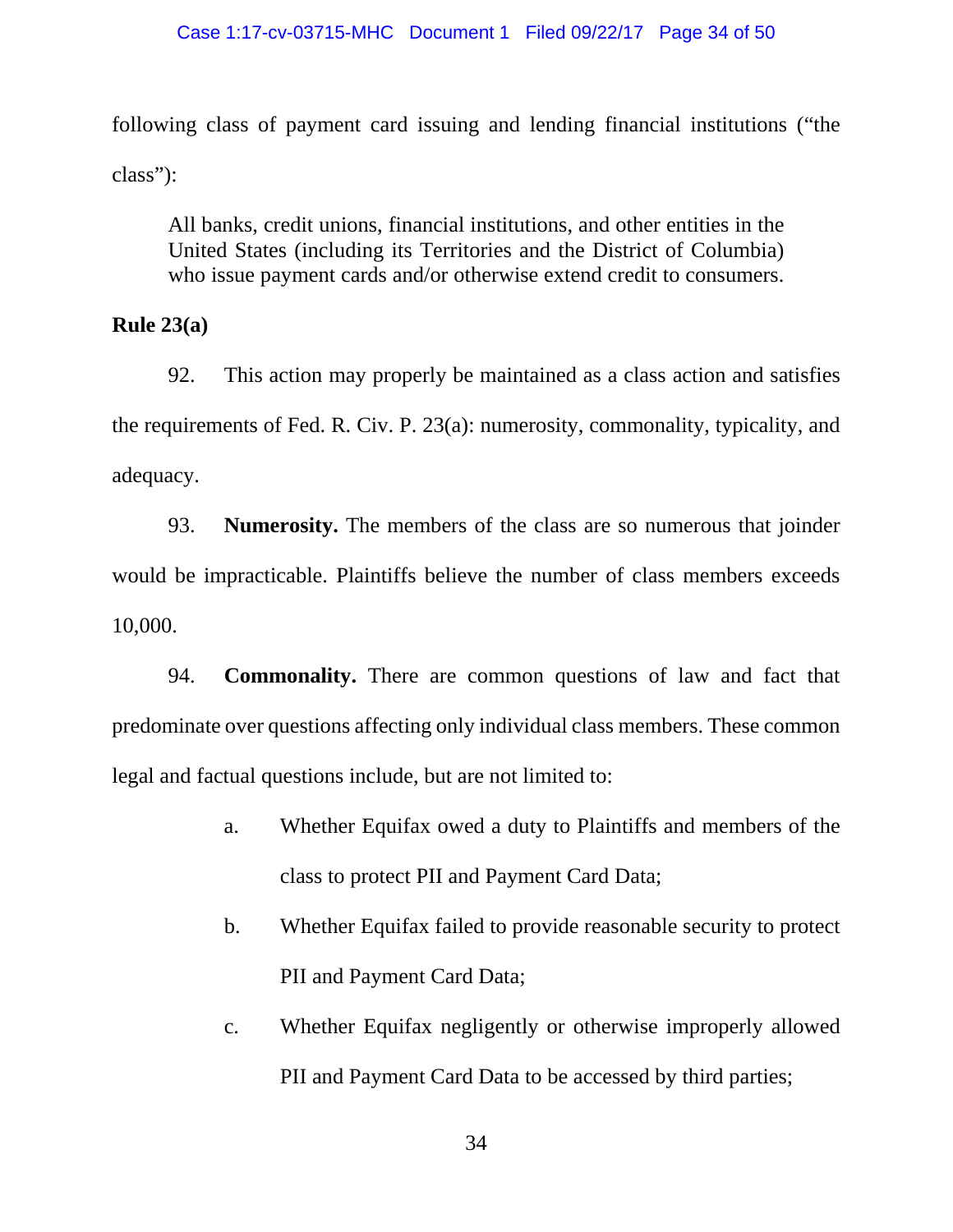following class of payment card issuing and lending financial institutions ("the class"):

> All banks, credit unions, financial institutions, and other entities in the United States (including its Territories and the District of Columbia) who issue payment cards and/or otherwise extend credit to consumers.

**Rule 23(a)**

92. This action may properly be maintained as a class action and satisfies the requirements of Fed. R. Civ. P. 23(a): numerosity, commonality, typicality, and adequacy.

93. **Numerosity.** The members of the class are so numerous that joinder would be impracticable. Plaintiffs believe the number of class members exceeds 10,000.

94. **Commonality.** There are common questions of law and fact that predominate over questions affecting only individual class members. These common legal and factual questions include, but are not limited to:

a. Whether Equifax owed a duty to Plaintiffs and members of the class to protect PII and Payment Card Data;

b. Whether Equifax failed to provide reasonable security to protect PII and Payment Card Data;

c. Whether Equifax negligently or otherwise improperly allowed PII and Payment Card Data to be accessed by third parties;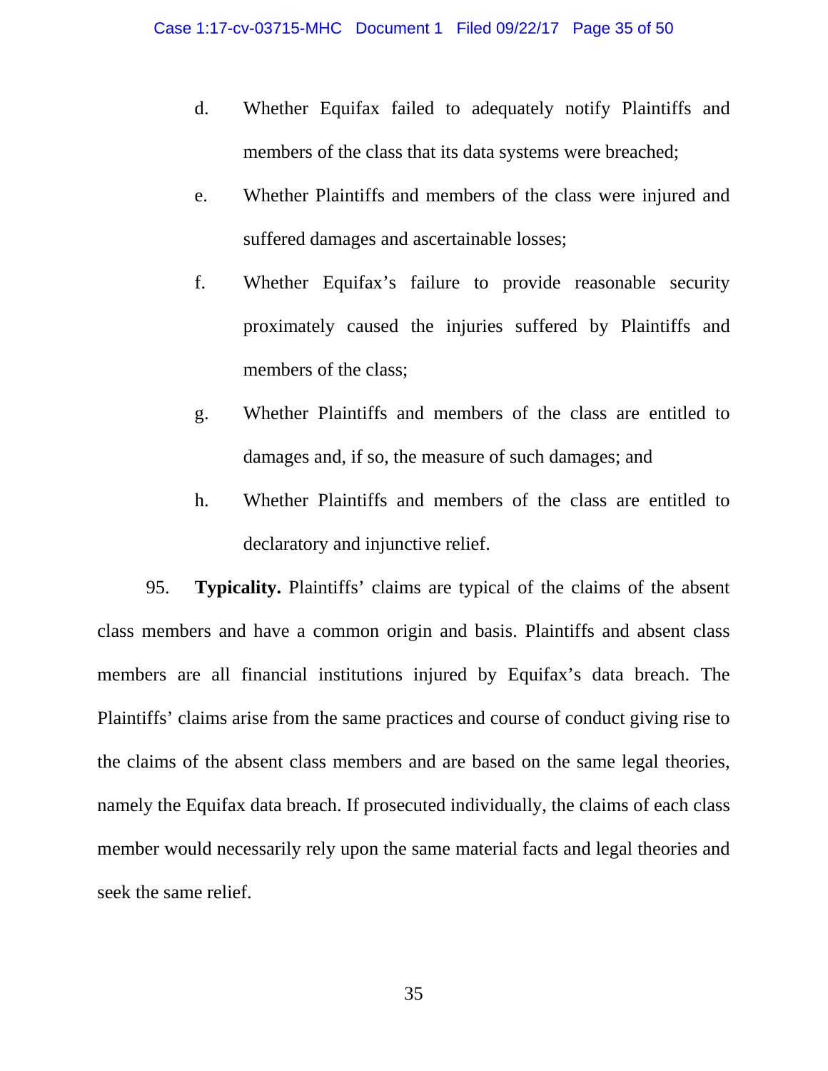d. Whether Equifax failed to adequately notify Plaintiffs and members of the class that its data systems were breached;

e. Whether Plaintiffs and members of the class were injured and suffered damages and ascertainable losses;

f. Whether Equifax's failure to provide reasonable security proximately caused the injuries suffered by Plaintiffs and members of the class;

g. Whether Plaintiffs and members of the class are entitled to damages and, if so, the measure of such damages; and

h. Whether Plaintiffs and members of the class are entitled to declaratory and injunctive relief.

95. **Typicality.** Plaintiffs' claims are typical of the claims of the absent class members and have a common origin and basis. Plaintiffs and absent class members are all financial institutions injured by Equifax's data breach. The Plaintiffs' claims arise from the same practices and course of conduct giving rise to the claims of the absent class members and are based on the same legal theories, namely the Equifax data breach. If prosecuted individually, the claims of each class member would necessarily rely upon the same material facts and legal theories and seek the same relief.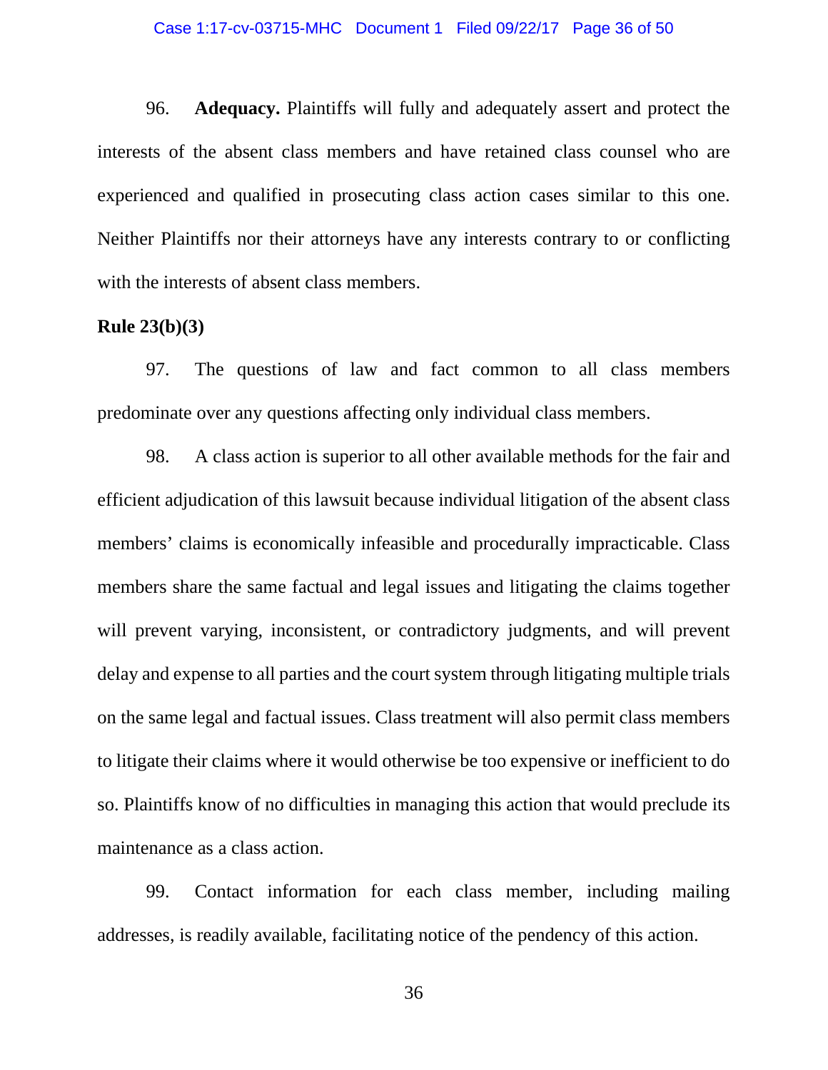96. **Adequacy.** Plaintiffs will fully and adequately assert and protect the interests of the absent class members and have retained class counsel who are experienced and qualified in prosecuting class action cases similar to this one. Neither Plaintiffs nor their attorneys have any interests contrary to or conflicting with the interests of absent class members.

**Rule 23(b)(3)**

97. The questions of law and fact common to all class members predominate over any questions affecting only individual class members.

98. A class action is superior to all other available methods for the fair and efficient adjudication of this lawsuit because individual litigation of the absent class members' claims is economically infeasible and procedurally impracticable. Class members share the same factual and legal issues and litigating the claims together will prevent varying, inconsistent, or contradictory judgments, and will prevent delay and expense to all parties and the court system through litigating multiple trials on the same legal and factual issues. Class treatment will also permit class members to litigate their claims where it would otherwise be too expensive or inefficient to do so. Plaintiffs know of no difficulties in managing this action that would preclude its maintenance as a class action.

99. Contact information for each class member, including mailing addresses, is readily available, facilitating notice of the pendency of this action.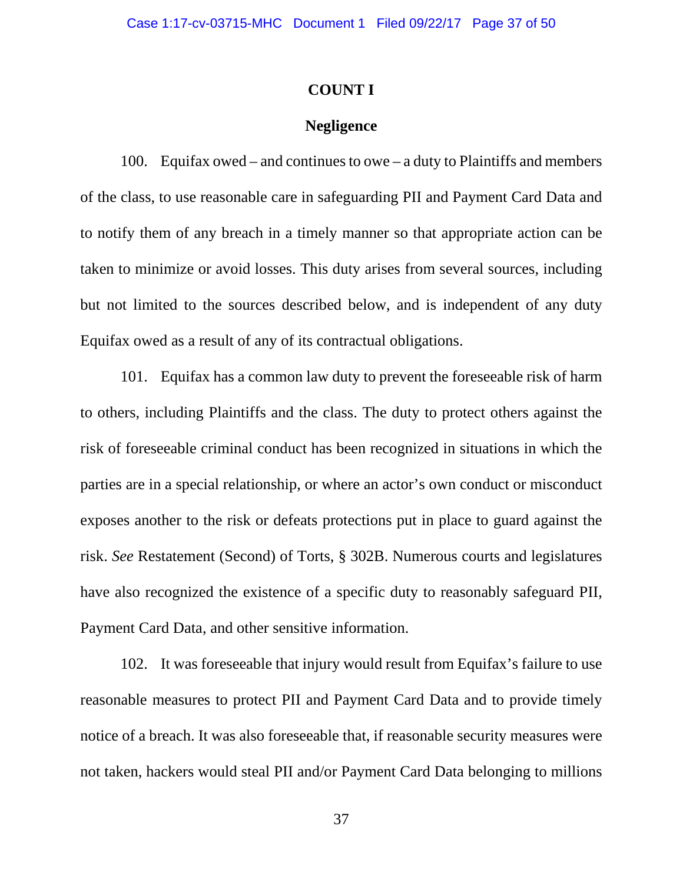## COUNT I

## Negligence

100. Equifax owed – and continues to owe – a duty to Plaintiffs and members of the class, to use reasonable care in safeguarding PII and Payment Card Data and to notify them of any breach in a timely manner so that appropriate action can be taken to minimize or avoid losses. This duty arises from several sources, including but not limited to the sources described below, and is independent of any duty Equifax owed as a result of any of its contractual obligations.

101. Equifax has a common law duty to prevent the foreseeable risk of harm to others, including Plaintiffs and the class. The duty to protect others against the risk of foreseeable criminal conduct has been recognized in situations in which the parties are in a special relationship, or where an actor's own conduct or misconduct exposes another to the risk or defeats protections put in place to guard against the risk. *See* Restatement (Second) of Torts, § 302B. Numerous courts and legislatures have also recognized the existence of a specific duty to reasonably safeguard PII, Payment Card Data, and other sensitive information.

102. It was foreseeable that injury would result from Equifax's failure to use reasonable measures to protect PII and Payment Card Data and to provide timely notice of a breach. It was also foreseeable that, if reasonable security measures were not taken, hackers would steal PII and/or Payment Card Data belonging to millions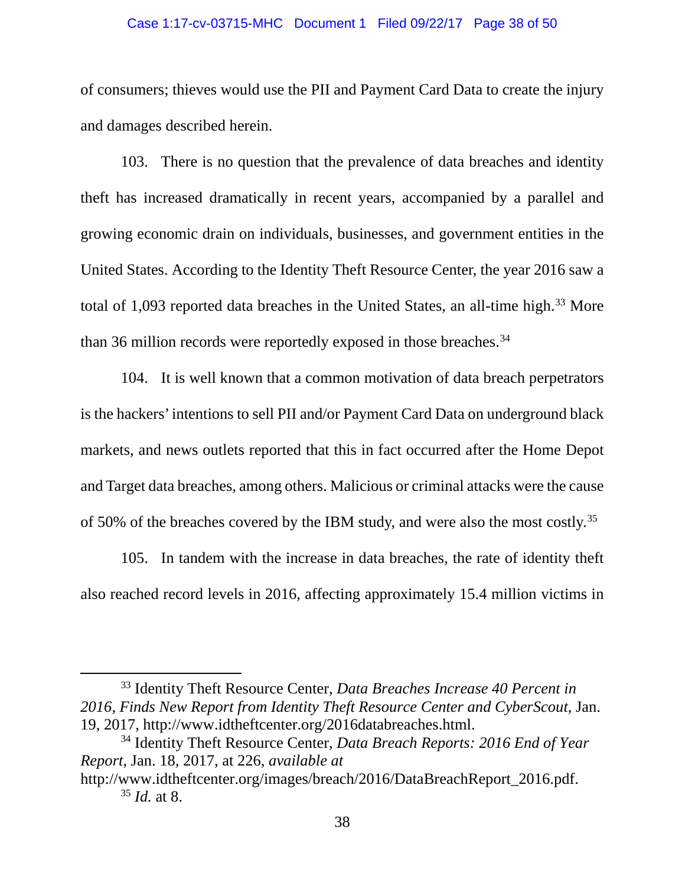of consumers; thieves would use the PII and Payment Card Data to create the injury and damages described herein.

103. There is no question that the prevalence of data breaches and identity theft has increased dramatically in recent years, accompanied by a parallel and growing economic drain on individuals, businesses, and government entities in the United States. According to the Identity Theft Resource Center, the year 2016 saw a total of 1,093 reported data breaches in the United States, an all-time high.[33] More than 36 million records were reportedly exposed in those breaches.[34]

104. It is well known that a common motivation of data breach perpetrators is the hackers' intentions to sell PII and/or Payment Card Data on underground black markets, and news outlets reported that this in fact occurred after the Home Depot and Target data breaches, among others. Malicious or criminal attacks were the cause of 50% of the breaches covered by the IBM study, and were also the most costly.[35]

105. In tandem with the increase in data breaches, the rate of identity theft also reached record levels in 2016, affecting approximately 15.4 million victims in

---

[33] Identity Theft Resource Center, *Data Breaches Increase 40 Percent in 2016, Finds New Report from Identity Theft Resource Center and CyberScout*, Jan. 19, 2017, http://www.idtheftcenter.org/2016databreaches.html.

[34] Identity Theft Resource Center, *Data Breach Reports: 2016 End of Year Report*, Jan. 18, 2017, at 226, *available at* http://www.idtheftcenter.org/images/breach/2016/DataBreachReport_2016.pdf.

[35] *Id.* at 8.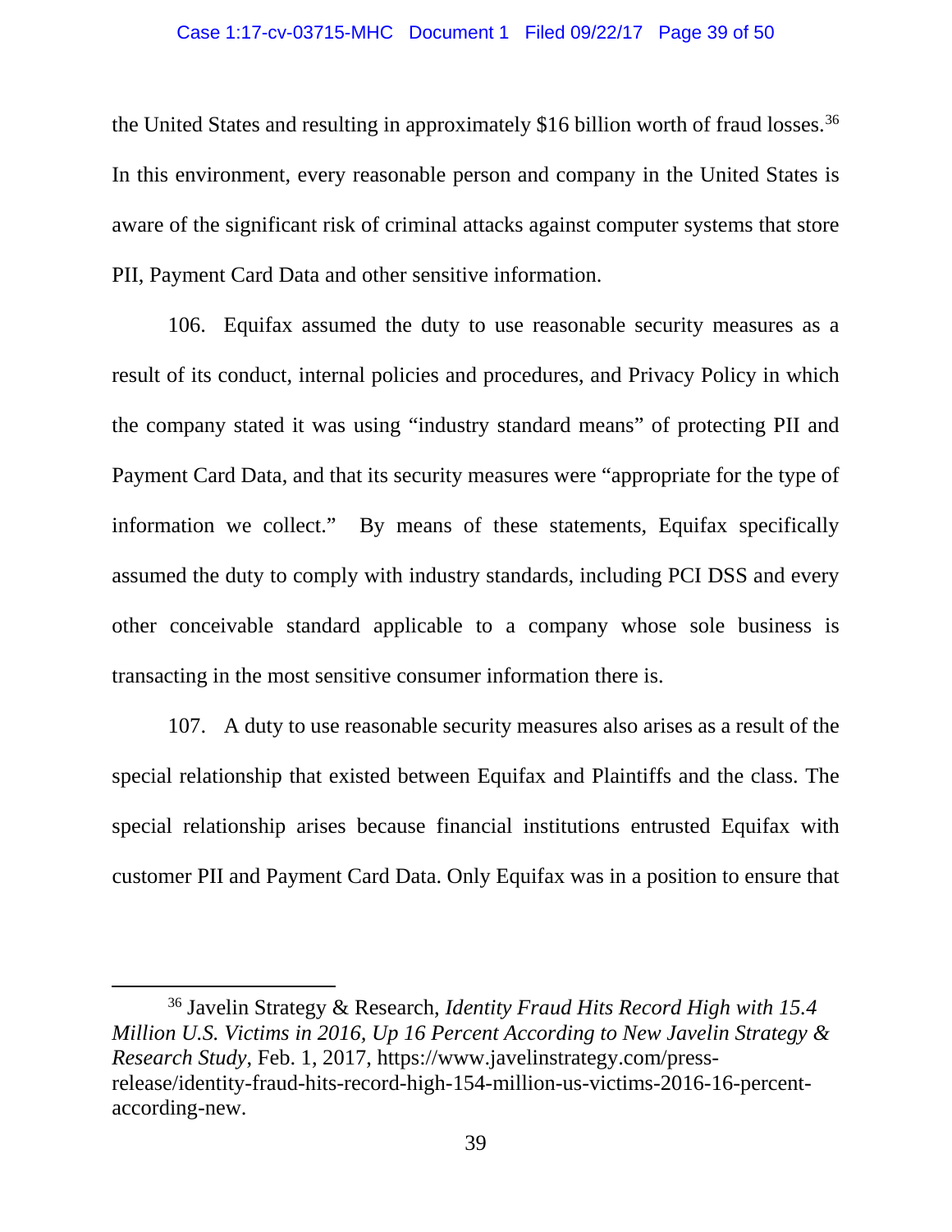the United States and resulting in approximately $16 billion worth of fraud losses.[36] In this environment, every reasonable person and company in the United States is aware of the significant risk of criminal attacks against computer systems that store PII, Payment Card Data and other sensitive information.

106. Equifax assumed the duty to use reasonable security measures as a result of its conduct, internal policies and procedures, and Privacy Policy in which the company stated it was using "industry standard means" of protecting PII and Payment Card Data, and that its security measures were "appropriate for the type of information we collect." By means of these statements, Equifax specifically assumed the duty to comply with industry standards, including PCI DSS and every other conceivable standard applicable to a company whose sole business is transacting in the most sensitive consumer information there is.

107. A duty to use reasonable security measures also arises as a result of the special relationship that existed between Equifax and Plaintiffs and the class. The special relationship arises because financial institutions entrusted Equifax with customer PII and Payment Card Data. Only Equifax was in a position to ensure that

---

[36] Javelin Strategy & Research, *Identity Fraud Hits Record High with 15.4 Million U.S. Victims in 2016, Up 16 Percent According to New Javelin Strategy & Research Study*, Feb. 1, 2017, https://www.javelinstrategy.com/press-release/identity-fraud-hits-record-high-154-million-us-victims-2016-16-percent-according-new.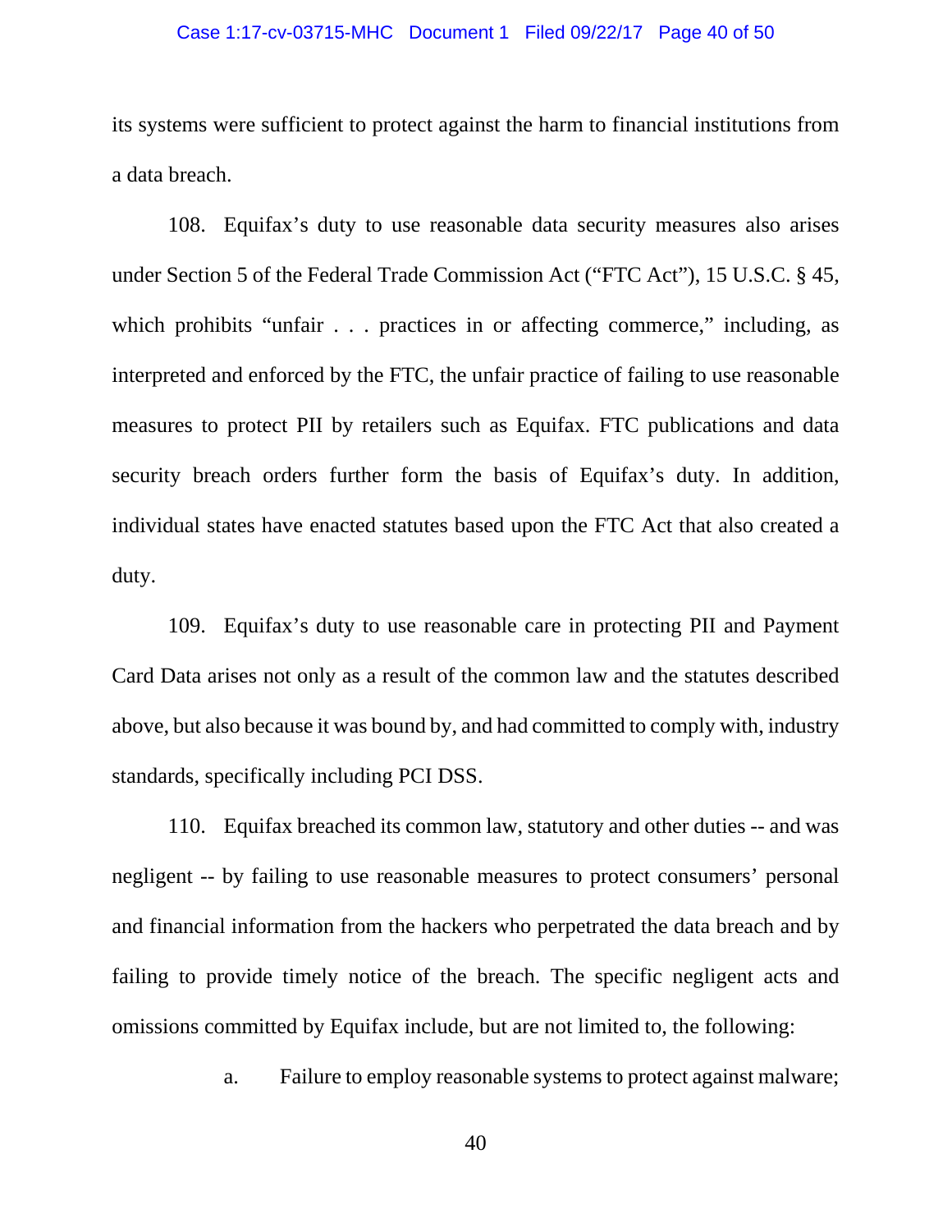its systems were sufficient to protect against the harm to financial institutions from a data breach.

108. Equifax's duty to use reasonable data security measures also arises under Section 5 of the Federal Trade Commission Act ("FTC Act"), 15 U.S.C. § 45, which prohibits "unfair . . . practices in or affecting commerce," including, as interpreted and enforced by the FTC, the unfair practice of failing to use reasonable measures to protect PII by retailers such as Equifax. FTC publications and data security breach orders further form the basis of Equifax's duty. In addition, individual states have enacted statutes based upon the FTC Act that also created a duty.

109. Equifax's duty to use reasonable care in protecting PII and Payment Card Data arises not only as a result of the common law and the statutes described above, but also because it was bound by, and had committed to comply with, industry standards, specifically including PCI DSS.

110. Equifax breached its common law, statutory and other duties -- and was negligent -- by failing to use reasonable measures to protect consumers' personal and financial information from the hackers who perpetrated the data breach and by failing to provide timely notice of the breach. The specific negligent acts and omissions committed by Equifax include, but are not limited to, the following:

a. Failure to employ reasonable systems to protect against malware;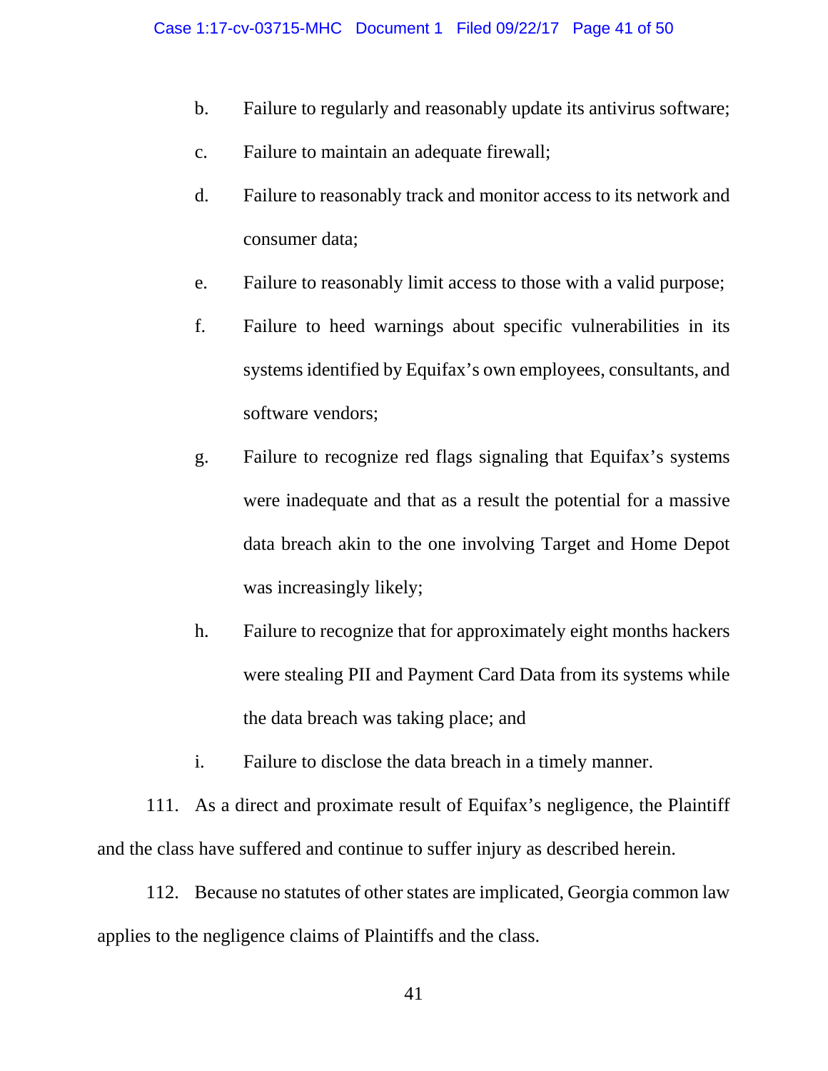b. Failure to regularly and reasonably update its antivirus software;

c. Failure to maintain an adequate firewall;

d. Failure to reasonably track and monitor access to its network and consumer data;

e. Failure to reasonably limit access to those with a valid purpose;

f. Failure to heed warnings about specific vulnerabilities in its systems identified by Equifax's own employees, consultants, and software vendors;

g. Failure to recognize red flags signaling that Equifax's systems were inadequate and that as a result the potential for a massive data breach akin to the one involving Target and Home Depot was increasingly likely;

h. Failure to recognize that for approximately eight months hackers were stealing PII and Payment Card Data from its systems while the data breach was taking place; and

i. Failure to disclose the data breach in a timely manner.

111. As a direct and proximate result of Equifax's negligence, the Plaintiff and the class have suffered and continue to suffer injury as described herein.

112. Because no statutes of other states are implicated, Georgia common law applies to the negligence claims of Plaintiffs and the class.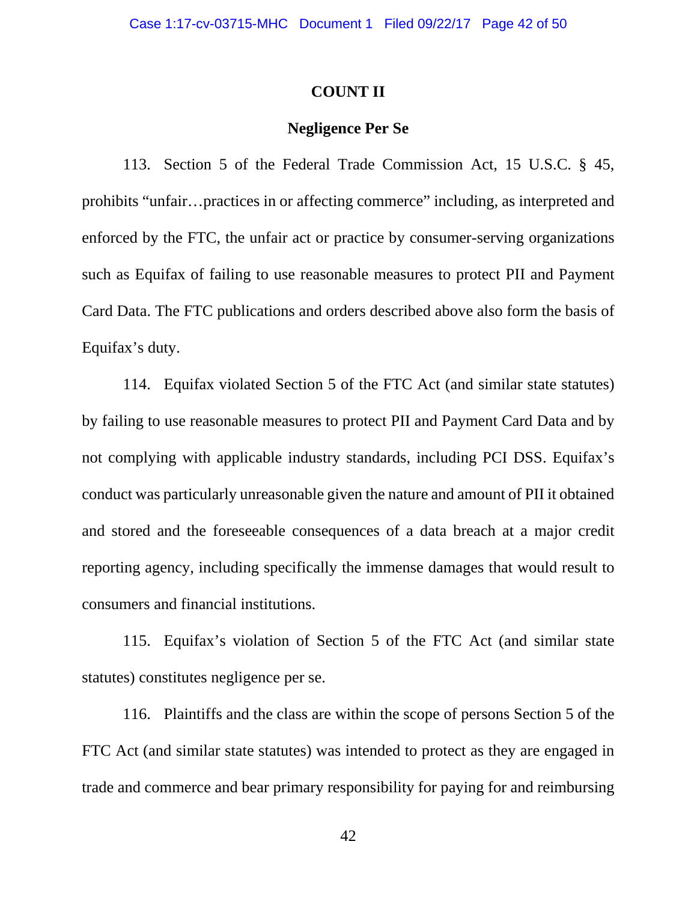## COUNT II

### Negligence Per Se

113. Section 5 of the Federal Trade Commission Act, 15 U.S.C. § 45, prohibits "unfair…practices in or affecting commerce" including, as interpreted and enforced by the FTC, the unfair act or practice by consumer-serving organizations such as Equifax of failing to use reasonable measures to protect PII and Payment Card Data. The FTC publications and orders described above also form the basis of Equifax's duty.

114. Equifax violated Section 5 of the FTC Act (and similar state statutes) by failing to use reasonable measures to protect PII and Payment Card Data and by not complying with applicable industry standards, including PCI DSS. Equifax's conduct was particularly unreasonable given the nature and amount of PII it obtained and stored and the foreseeable consequences of a data breach at a major credit reporting agency, including specifically the immense damages that would result to consumers and financial institutions.

115. Equifax's violation of Section 5 of the FTC Act (and similar state statutes) constitutes negligence per se.

116. Plaintiffs and the class are within the scope of persons Section 5 of the FTC Act (and similar state statutes) was intended to protect as they are engaged in trade and commerce and bear primary responsibility for paying for and reimbursing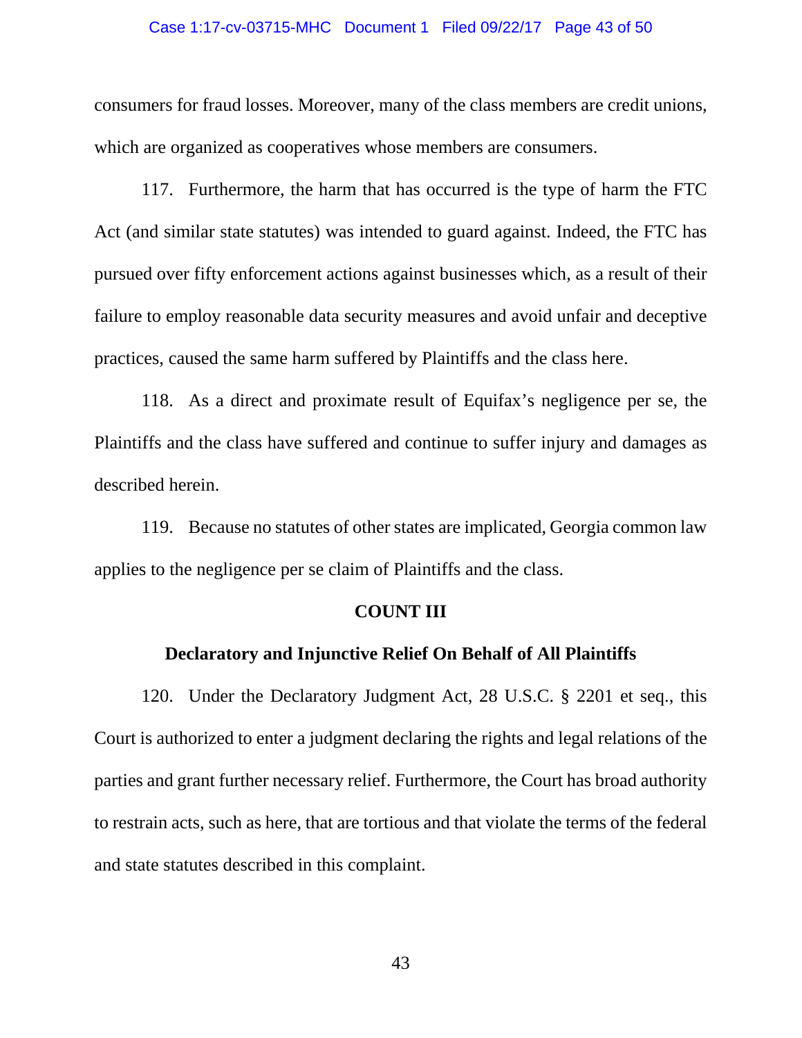consumers for fraud losses. Moreover, many of the class members are credit unions, which are organized as cooperatives whose members are consumers.

117. Furthermore, the harm that has occurred is the type of harm the FTC Act (and similar state statutes) was intended to guard against. Indeed, the FTC has pursued over fifty enforcement actions against businesses which, as a result of their failure to employ reasonable data security measures and avoid unfair and deceptive practices, caused the same harm suffered by Plaintiffs and the class here.

118. As a direct and proximate result of Equifax's negligence per se, the Plaintiffs and the class have suffered and continue to suffer injury and damages as described herein.

119. Because no statutes of other states are implicated, Georgia common law applies to the negligence per se claim of Plaintiffs and the class.

**COUNT III**

**Declaratory and Injunctive Relief On Behalf of All Plaintiffs**

120. Under the Declaratory Judgment Act, 28 U.S.C. § 2201 et seq., this Court is authorized to enter a judgment declaring the rights and legal relations of the parties and grant further necessary relief. Furthermore, the Court has broad authority to restrain acts, such as here, that are tortious and that violate the terms of the federal and state statutes described in this complaint.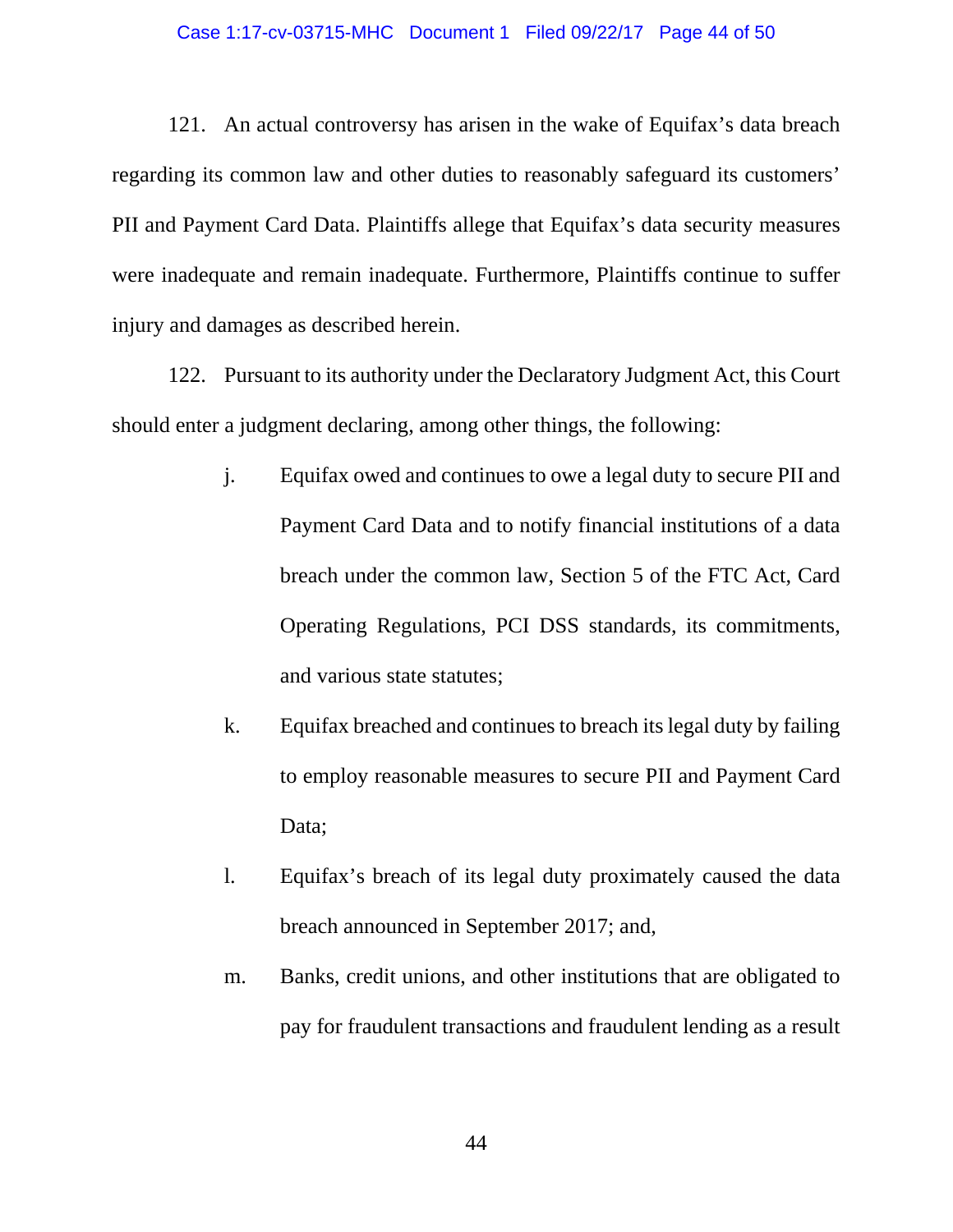121. An actual controversy has arisen in the wake of Equifax's data breach regarding its common law and other duties to reasonably safeguard its customers' PII and Payment Card Data. Plaintiffs allege that Equifax's data security measures were inadequate and remain inadequate. Furthermore, Plaintiffs continue to suffer injury and damages as described herein.

122. Pursuant to its authority under the Declaratory Judgment Act, this Court should enter a judgment declaring, among other things, the following:

j. Equifax owed and continues to owe a legal duty to secure PII and Payment Card Data and to notify financial institutions of a data breach under the common law, Section 5 of the FTC Act, Card Operating Regulations, PCI DSS standards, its commitments, and various state statutes;

k. Equifax breached and continues to breach its legal duty by failing to employ reasonable measures to secure PII and Payment Card Data;

l. Equifax's breach of its legal duty proximately caused the data breach announced in September 2017; and,

m. Banks, credit unions, and other institutions that are obligated to pay for fraudulent transactions and fraudulent lending as a result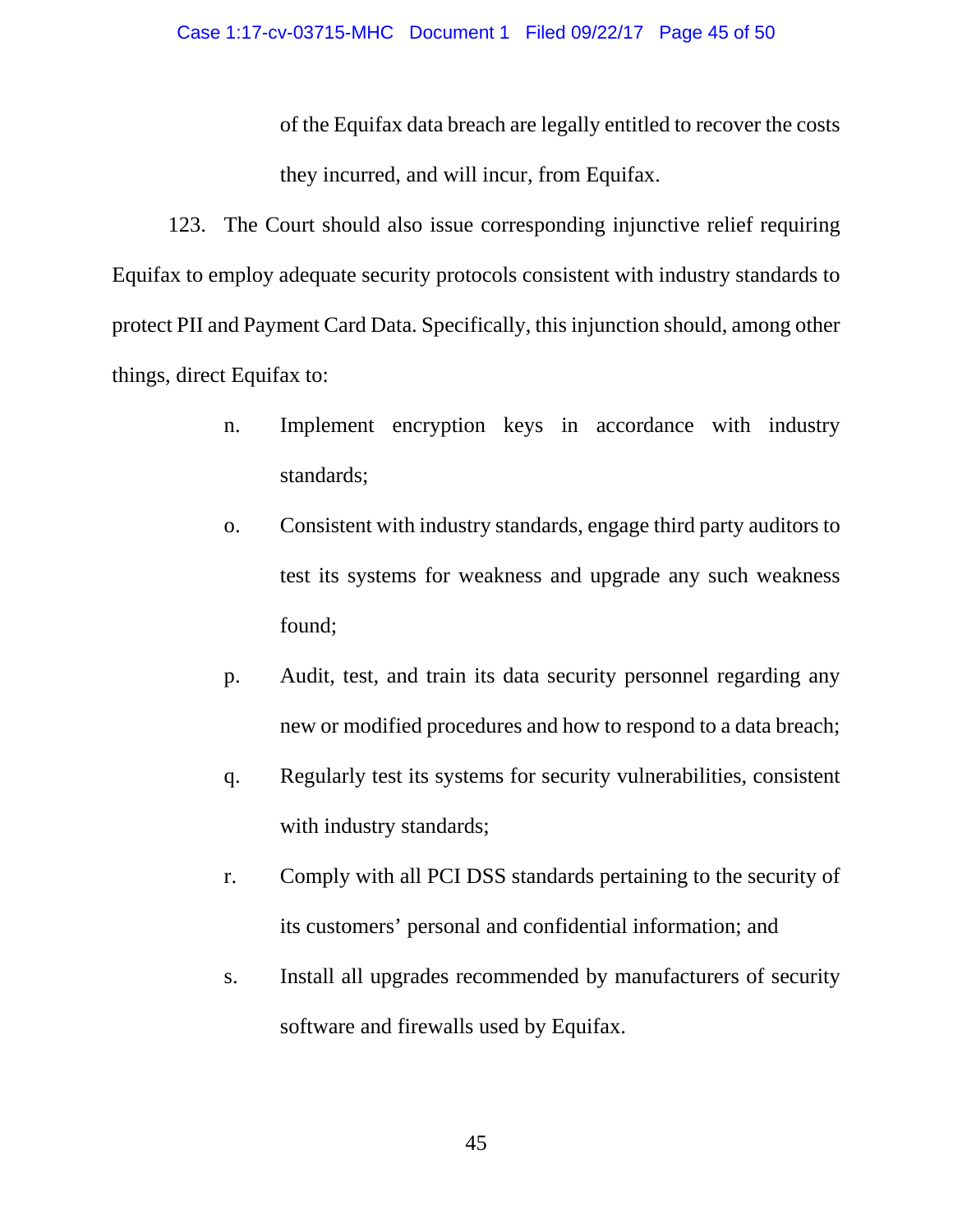of the Equifax data breach are legally entitled to recover the costs they incurred, and will incur, from Equifax.

123. The Court should also issue corresponding injunctive relief requiring Equifax to employ adequate security protocols consistent with industry standards to protect PII and Payment Card Data. Specifically, this injunction should, among other things, direct Equifax to:

n. Implement encryption keys in accordance with industry standards;

o. Consistent with industry standards, engage third party auditors to test its systems for weakness and upgrade any such weakness found;

p. Audit, test, and train its data security personnel regarding any new or modified procedures and how to respond to a data breach;

q. Regularly test its systems for security vulnerabilities, consistent with industry standards;

r. Comply with all PCI DSS standards pertaining to the security of its customers' personal and confidential information; and

s. Install all upgrades recommended by manufacturers of security software and firewalls used by Equifax.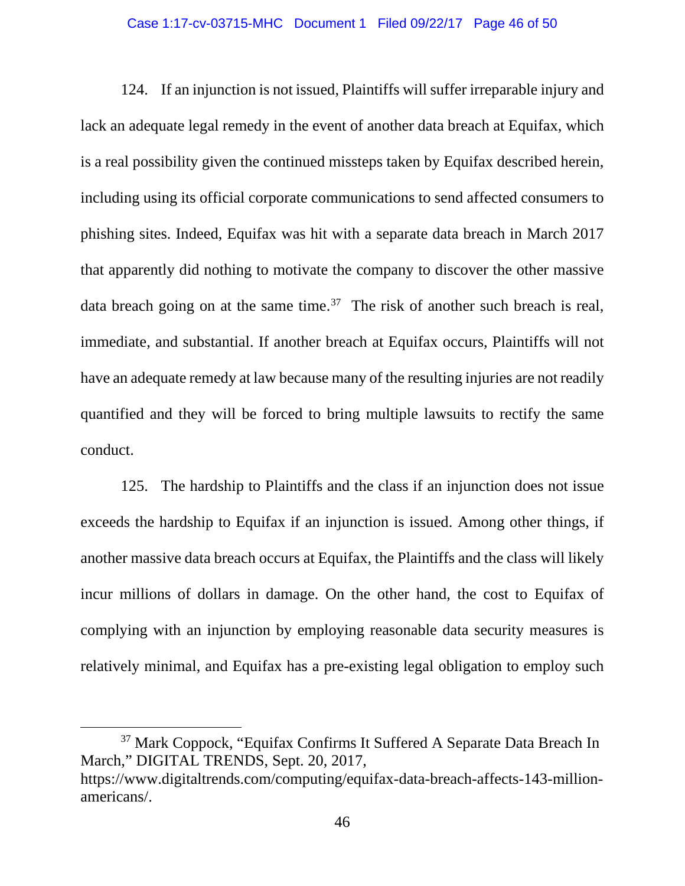124. If an injunction is not issued, Plaintiffs will suffer irreparable injury and lack an adequate legal remedy in the event of another data breach at Equifax, which is a real possibility given the continued missteps taken by Equifax described herein, including using its official corporate communications to send affected consumers to phishing sites. Indeed, Equifax was hit with a separate data breach in March 2017 that apparently did nothing to motivate the company to discover the other massive data breach going on at the same time.[37] The risk of another such breach is real, immediate, and substantial. If another breach at Equifax occurs, Plaintiffs will not have an adequate remedy at law because many of the resulting injuries are not readily quantified and they will be forced to bring multiple lawsuits to rectify the same conduct.

125. The hardship to Plaintiffs and the class if an injunction does not issue exceeds the hardship to Equifax if an injunction is issued. Among other things, if another massive data breach occurs at Equifax, the Plaintiffs and the class will likely incur millions of dollars in damage. On the other hand, the cost to Equifax of complying with an injunction by employing reasonable data security measures is relatively minimal, and Equifax has a pre-existing legal obligation to employ such

---

[37] Mark Coppock, "Equifax Confirms It Suffered A Separate Data Breach In March," DIGITAL TRENDS, Sept. 20, 2017, https://www.digitaltrends.com/computing/equifax-data-breach-affects-143-million-americans/.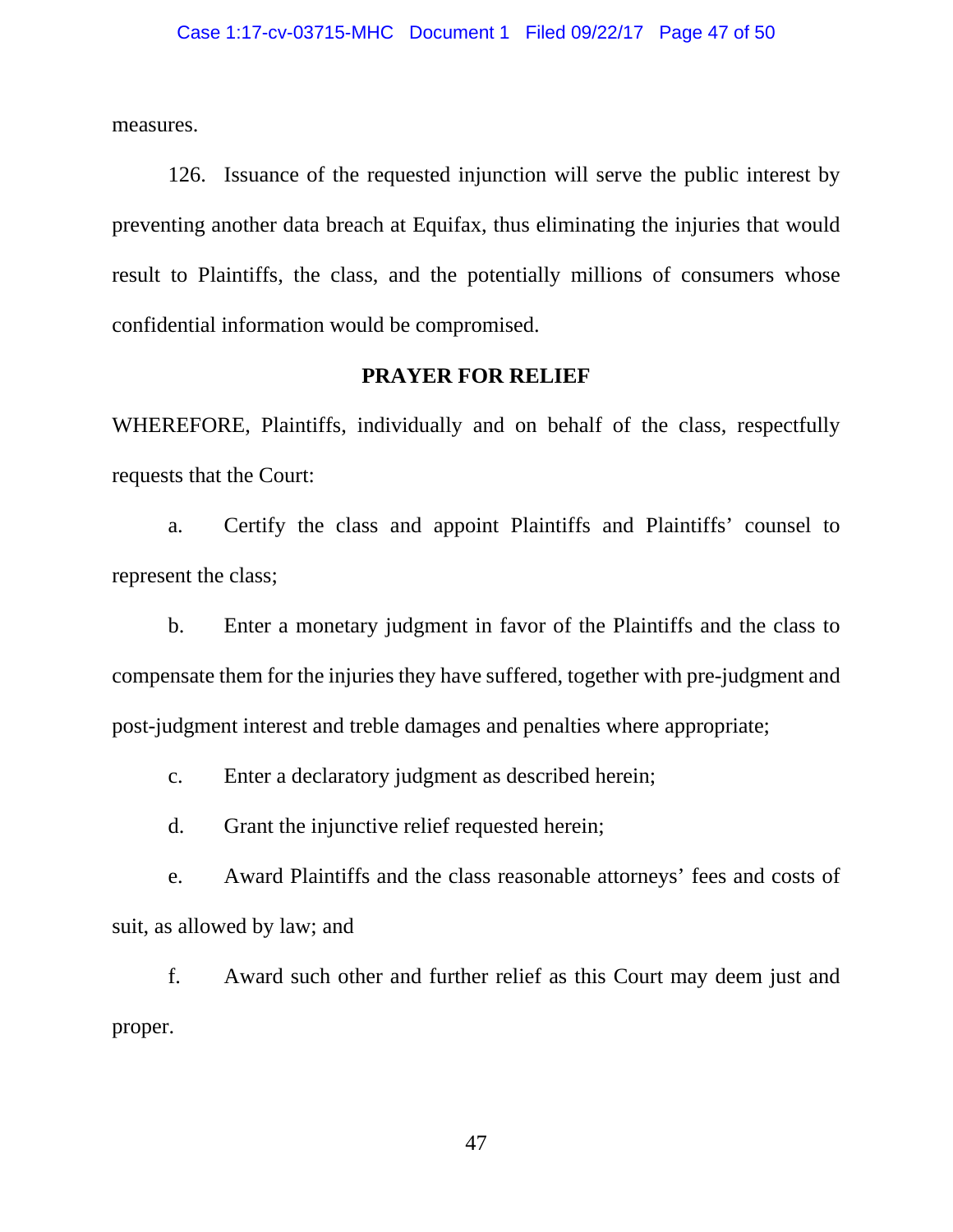measures.

126. Issuance of the requested injunction will serve the public interest by preventing another data breach at Equifax, thus eliminating the injuries that would result to Plaintiffs, the class, and the potentially millions of consumers whose confidential information would be compromised.

## PRAYER FOR RELIEF

WHEREFORE, Plaintiffs, individually and on behalf of the class, respectfully requests that the Court:

a. Certify the class and appoint Plaintiffs and Plaintiffs' counsel to represent the class;

b. Enter a monetary judgment in favor of the Plaintiffs and the class to compensate them for the injuries they have suffered, together with pre-judgment and post-judgment interest and treble damages and penalties where appropriate;

c. Enter a declaratory judgment as described herein;

d. Grant the injunctive relief requested herein;

e. Award Plaintiffs and the class reasonable attorneys' fees and costs of suit, as allowed by law; and

f. Award such other and further relief as this Court may deem just and proper.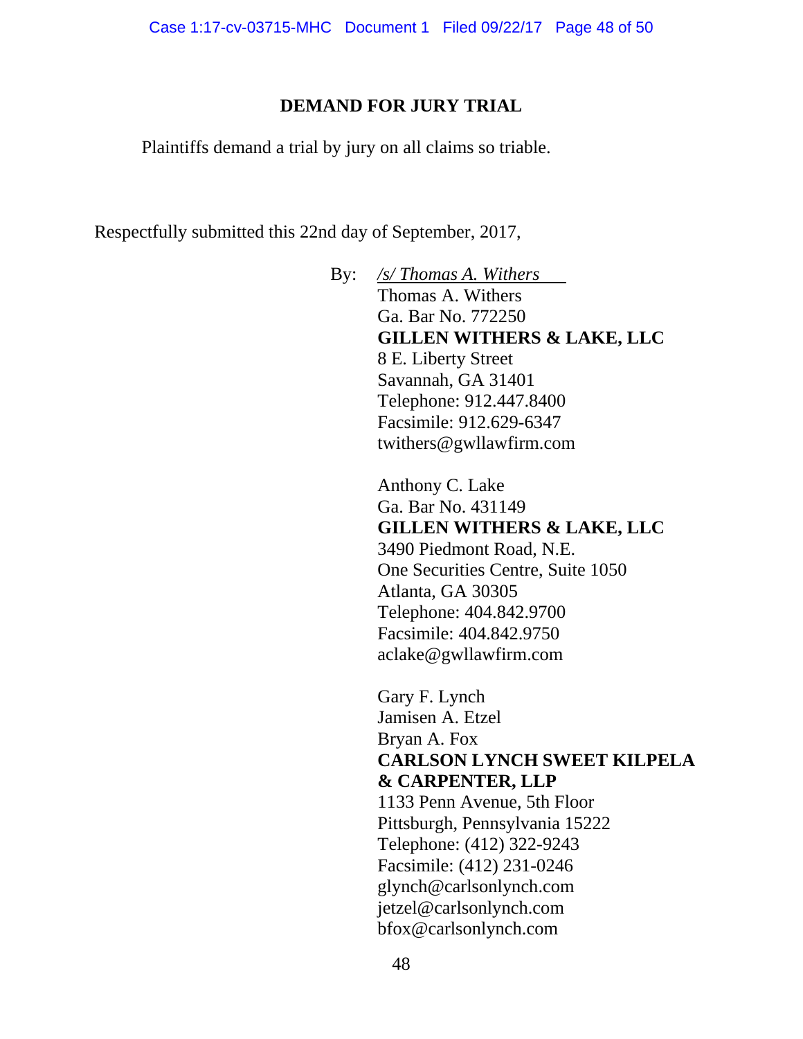## DEMAND FOR JURY TRIAL

Plaintiffs demand a trial by jury on all claims so triable.

Respectfully submitted this 22nd day of September, 2017,

By: */s/ Thomas A. Withers*
Thomas A. Withers
Ga. Bar No. 772250
**GILLEN WITHERS & LAKE, LLC**
8 E. Liberty Street
Savannah, GA 31401
Telephone: 912.447.8400
Facsimile: 912.629-6347
twithers@gwllawfirm.com

Anthony C. Lake
Ga. Bar No. 431149
**GILLEN WITHERS & LAKE, LLC**
3490 Piedmont Road, N.E.
One Securities Centre, Suite 1050
Atlanta, GA 30305
Telephone: 404.842.9700
Facsimile: 404.842.9750
aclake@gwllawfirm.com

Gary F. Lynch
Jamisen A. Etzel
Bryan A. Fox
**CARLSON LYNCH SWEET KILPELA & CARPENTER, LLP**
1133 Penn Avenue, 5th Floor
Pittsburgh, Pennsylvania 15222
Telephone: (412) 322-9243
Facsimile: (412) 231-0246
glynch@carlsonlynch.com
jetzel@carlsonlynch.com
bfox@carlsonlynch.com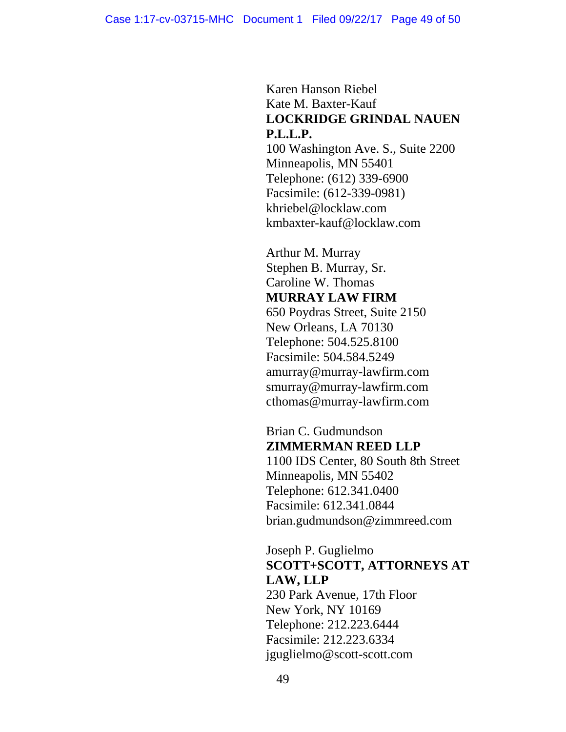Karen Hanson Riebel
Kate M. Baxter-Kauf
**LOCKRIDGE GRINDAL NAUEN P.L.L.P.**
100 Washington Ave. S., Suite 2200
Minneapolis, MN 55401
Telephone: (612) 339-6900
Facsimile: (612-339-0981)
khriebel@locklaw.com
kmbaxter-kauf@locklaw.com

Arthur M. Murray
Stephen B. Murray, Sr.
Caroline W. Thomas
**MURRAY LAW FIRM**
650 Poydras Street, Suite 2150
New Orleans, LA 70130
Telephone: 504.525.8100
Facsimile: 504.584.5249
amurray@murray-lawfirm.com
smurray@murray-lawfirm.com
cthomas@murray-lawfirm.com

Brian C. Gudmundson
**ZIMMERMAN REED LLP**
1100 IDS Center, 80 South 8th Street
Minneapolis, MN 55402
Telephone: 612.341.0400
Facsimile: 612.341.0844
brian.gudmundson@zimmreed.com

Joseph P. Guglielmo
**SCOTT+SCOTT, ATTORNEYS AT LAW, LLP**
230 Park Avenue, 17th Floor
New York, NY 10169
Telephone: 212.223.6444
Facsimile: 212.223.6334
jguglielmo@scott-scott.com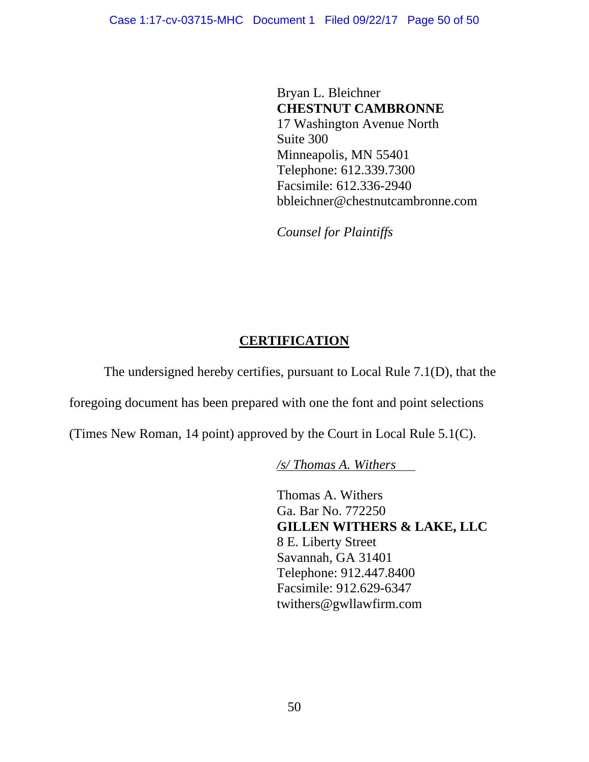Bryan L. Bleichner
**CHESTNUT CAMBRONNE**
17 Washington Avenue North
Suite 300
Minneapolis, MN 55401
Telephone: 612.339.7300
Facsimile: 612.336-2940
bbleichner@chestnutcambronne.com

*Counsel for Plaintiffs*

## CERTIFICATION

The undersigned hereby certifies, pursuant to Local Rule 7.1(D), that the foregoing document has been prepared with one the font and point selections (Times New Roman, 14 point) approved by the Court in Local Rule 5.1(C).

*/s/ Thomas A. Withers*

Thomas A. Withers
Ga. Bar No. 772250
**GILLEN WITHERS & LAKE, LLC**
8 E. Liberty Street
Savannah, GA 31401
Telephone: 912.447.8400
Facsimile: 912.629-6347
twithers@gwllawfirm.com